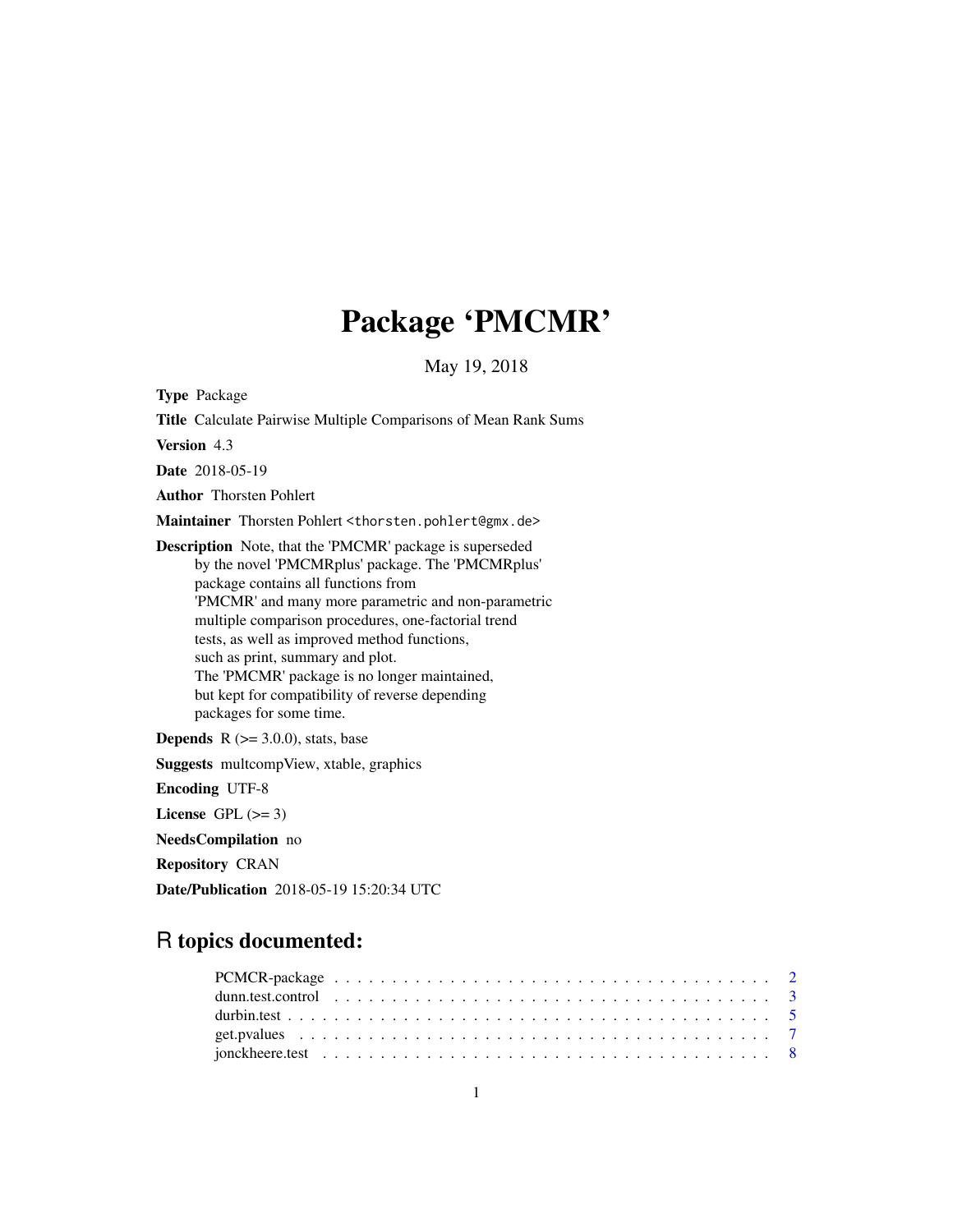# Package 'PMCMR'

May 19, 2018

**Type** Package

**Title** Calculate Pairwise Multiple Comparisons of Mean Rank Sums

**Version** 4.3

**Date** 2018-05-19

**Author** Thorsten Pohlert

**Maintainer** Thorsten Pohlert <thorsten.pohlert@gmx.de>

**Description** Note, that the 'PMCMR' package is superseded by the novel 'PMCMRplus' package. The 'PMCMRplus' package contains all functions from 'PMCMR' and many more parametric and non-parametric multiple comparison procedures, one-factorial trend tests, as well as improved method functions, such as print, summary and plot. The 'PMCMR' package is no longer maintained, but kept for compatibility of reverse depending packages for some time.

**Depends** R (>= 3.0.0), stats, base

**Suggests** multcompView, xtable, graphics

**Encoding** UTF-8

**License** GPL (>= 3)

**NeedsCompilation** no

**Repository** CRAN

**Date/Publication** 2018-05-19 15:20:34 UTC

## R topics documented:

| | |
|---|---|
| PCMCR-package | 2 |
| dunn.test.control | 3 |
| durbin.test | 5 |
| get.pvalues | 7 |
| jonckheere.test | 8 |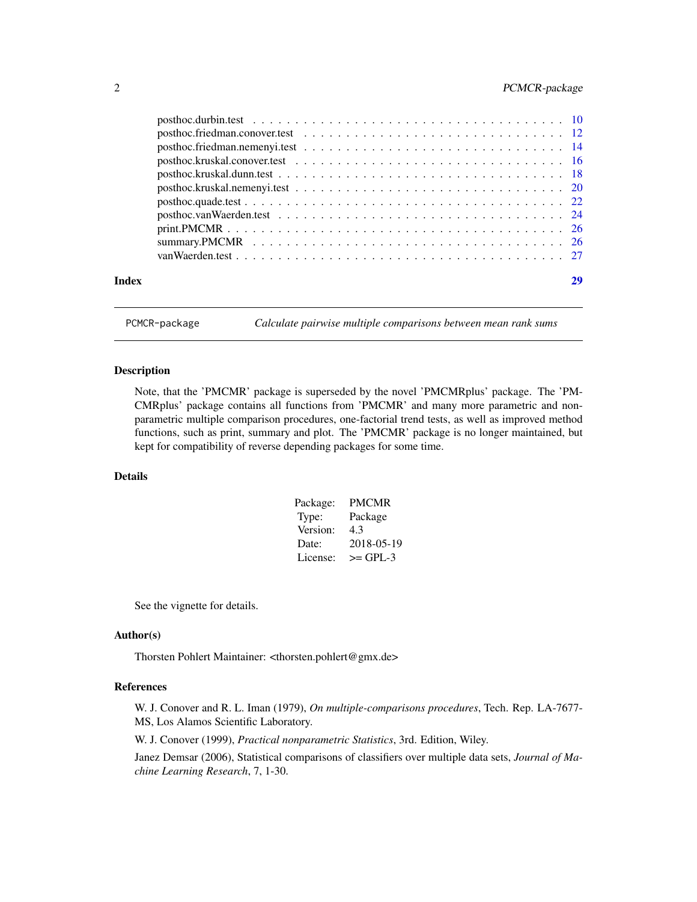posthoc.durbin.test . . . . . . . . . . . . . . . . . . . . . . . . . . . . . . . . . . . . 10
posthoc.friedman.conover.test . . . . . . . . . . . . . . . . . . . . . . . . . . . . . . . 12
posthoc.friedman.nemenyi.test . . . . . . . . . . . . . . . . . . . . . . . . . . . . . . . 14
posthoc.kruskal.conover.test . . . . . . . . . . . . . . . . . . . . . . . . . . . . . . . . 16
posthoc.kruskal.dunn.test . . . . . . . . . . . . . . . . . . . . . . . . . . . . . . . . . 18
posthoc.kruskal.nemenyi.test . . . . . . . . . . . . . . . . . . . . . . . . . . . . . . . 20
posthoc.quade.test . . . . . . . . . . . . . . . . . . . . . . . . . . . . . . . . . . . . . 22
posthoc.vanWaerden.test . . . . . . . . . . . . . . . . . . . . . . . . . . . . . . . . . . 24
print.PMCMR . . . . . . . . . . . . . . . . . . . . . . . . . . . . . . . . . . . . . . . . 26
summary.PMCMR . . . . . . . . . . . . . . . . . . . . . . . . . . . . . . . . . . . . . . 26
vanWaerden.test . . . . . . . . . . . . . . . . . . . . . . . . . . . . . . . . . . . . . . . 27

**Index** **29**

---

`PCMCR-package` *Calculate pairwise multiple comparisons between mean rank sums*

---

### Description

Note, that the 'PMCMR' package is superseded by the novel 'PMCMRplus' package. The 'PMCMRplus' package contains all functions from 'PMCMR' and many more parametric and non-parametric multiple comparison procedures, one-factorial trend tests, as well as improved method functions, such as print, summary and plot. The 'PMCMR' package is no longer maintained, but kept for compatibility of reverse depending packages for some time.

### Details

| | |
|---|---|
| Package: | PMCMR |
| Type: | Package |
| Version: | 4.3 |
| Date: | 2018-05-19 |
| License: | >= GPL-3 |

See the vignette for details.

### Author(s)

Thorsten Pohlert Maintainer: <thorsten.pohlert@gmx.de>

### References

W. J. Conover and R. L. Iman (1979), *On multiple-comparisons procedures*, Tech. Rep. LA-7677-MS, Los Alamos Scientific Laboratory.

W. J. Conover (1999), *Practical nonparametric Statistics*, 3rd. Edition, Wiley.

Janez Demsar (2006), Statistical comparisons of classifiers over multiple data sets, *Journal of Machine Learning Research*, 7, 1-30.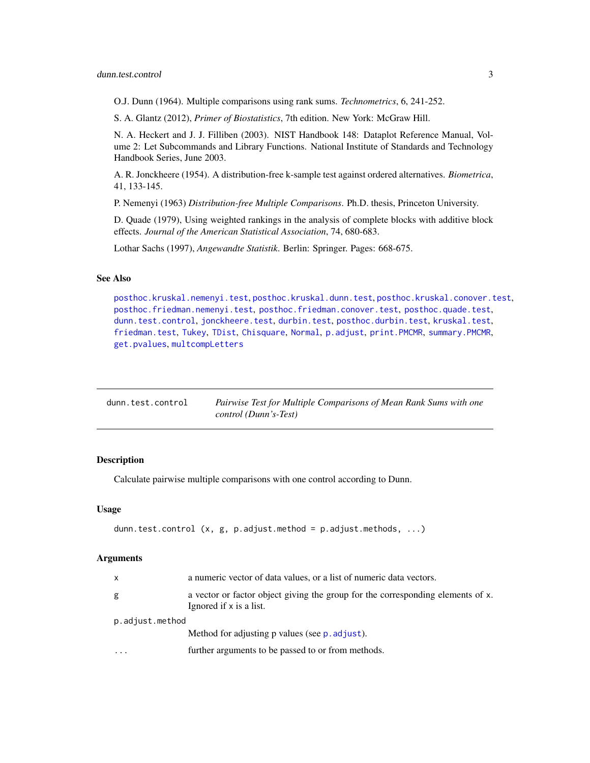O.J. Dunn (1964). Multiple comparisons using rank sums. *Technometrics*, 6, 241-252.

S. A. Glantz (2012), *Primer of Biostatistics*, 7th edition. New York: McGraw Hill.

N. A. Heckert and J. J. Filliben (2003). NIST Handbook 148: Dataplot Reference Manual, Volume 2: Let Subcommands and Library Functions. National Institute of Standards and Technology Handbook Series, June 2003.

A. R. Jonckheere (1954). A distribution-free k-sample test against ordered alternatives. *Biometrica*, 41, 133-145.

P. Nemenyi (1963) *Distribution-free Multiple Comparisons*. Ph.D. thesis, Princeton University.

D. Quade (1979), Using weighted rankings in the analysis of complete blocks with additive block effects. *Journal of the American Statistical Association*, 74, 680-683.

Lothar Sachs (1997), *Angewandte Statistik*. Berlin: Springer. Pages: 668-675.

### See Also

`posthoc.kruskal.nemenyi.test`, `posthoc.kruskal.dunn.test`, `posthoc.kruskal.conover.test`, `posthoc.friedman.nemenyi.test`, `posthoc.friedman.conover.test`, `posthoc.quade.test`, `dunn.test.control`, `jonckheere.test`, `durbin.test`, `posthoc.durbin.test`, `kruskal.test`, `friedman.test`, `Tukey`, `TDist`, `Chisquare`, `Normal`, `p.adjust`, `print.PMCMR`, `summary.PMCMR`, `get.pvalues`, `multcompLetters`

---

## dunn.test.control — *Pairwise Test for Multiple Comparisons of Mean Rank Sums with one control (Dunn's-Test)*

### Description

Calculate pairwise multiple comparisons with one control according to Dunn.

### Usage

```
dunn.test.control (x, g, p.adjust.method = p.adjust.methods, ...)
```

### Arguments

| | |
|---|---|
| `x` | a numeric vector of data values, or a list of numeric data vectors. |
| `g` | a vector or factor object giving the group for the corresponding elements of `x`. Ignored if `x` is a list. |
| `p.adjust.method` | Method for adjusting p values (see `p.adjust`). |
| `...` | further arguments to be passed to or from methods. |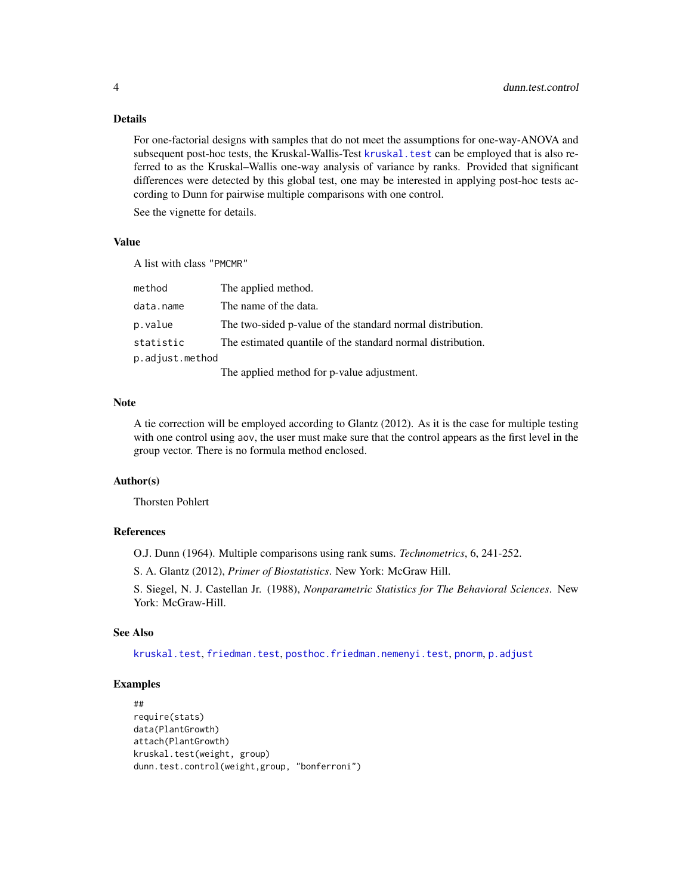## Details

For one-factorial designs with samples that do not meet the assumptions for one-way-ANOVA and subsequent post-hoc tests, the Kruskal-Wallis-Test `kruskal.test` can be employed that is also referred to as the Kruskal–Wallis one-way analysis of variance by ranks. Provided that significant differences were detected by this global test, one may be interested in applying post-hoc tests according to Dunn for pairwise multiple comparisons with one control.

See the vignette for details.

## Value

A list with class "PMCMR"

| | |
|---|---|
| `method` | The applied method. |
| `data.name` | The name of the data. |
| `p.value` | The two-sided p-value of the standard normal distribution. |
| `statistic` | The estimated quantile of the standard normal distribution. |
| `p.adjust.method` | The applied method for p-value adjustment. |

## Note

A tie correction will be employed according to Glantz (2012). As it is the case for multiple testing with one control using `aov`, the user must make sure that the control appears as the first level in the group vector. There is no formula method enclosed.

## Author(s)

Thorsten Pohlert

## References

O.J. Dunn (1964). Multiple comparisons using rank sums. *Technometrics*, 6, 241-252.

S. A. Glantz (2012), *Primer of Biostatistics*. New York: McGraw Hill.

S. Siegel, N. J. Castellan Jr. (1988), *Nonparametric Statistics for The Behavioral Sciences*. New York: McGraw-Hill.

## See Also

`kruskal.test`, `friedman.test`, `posthoc.friedman.nemenyi.test`, `pnorm`, `p.adjust`

## Examples

```
##
require(stats)
data(PlantGrowth)
attach(PlantGrowth)
kruskal.test(weight, group)
dunn.test.control(weight,group, "bonferroni")
```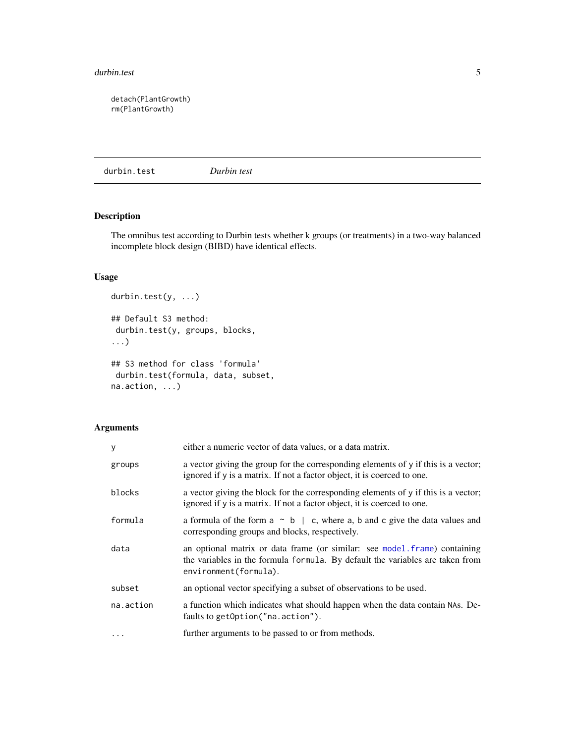```
detach(PlantGrowth)
rm(PlantGrowth)
```

---

## durbin.test *Durbin test*

---

### Description

The omnibus test according to Durbin tests whether k groups (or treatments) in a two-way balanced incomplete block design (BIBD) have identical effects.

### Usage

```
durbin.test(y, ...)

## Default S3 method:
 durbin.test(y, groups, blocks,
...)

## S3 method for class 'formula'
 durbin.test(formula, data, subset,
na.action, ...)
```

### Arguments

| | |
|---|---|
| `y` | either a numeric vector of data values, or a data matrix. |
| `groups` | a vector giving the group for the corresponding elements of `y` if this is a vector; ignored if `y` is a matrix. If not a factor object, it is coerced to one. |
| `blocks` | a vector giving the block for the corresponding elements of `y` if this is a vector; ignored if `y` is a matrix. If not a factor object, it is coerced to one. |
| `formula` | a formula of the form `a ~ b | c`, where `a`, `b` and `c` give the data values and corresponding groups and blocks, respectively. |
| `data` | an optional matrix or data frame (or similar: see `model.frame`) containing the variables in the formula `formula`. By default the variables are taken from `environment(formula)`. |
| `subset` | an optional vector specifying a subset of observations to be used. |
| `na.action` | a function which indicates what should happen when the data contain `NA`s. Defaults to `getOption("na.action")`. |
| `...` | further arguments to be passed to or from methods. |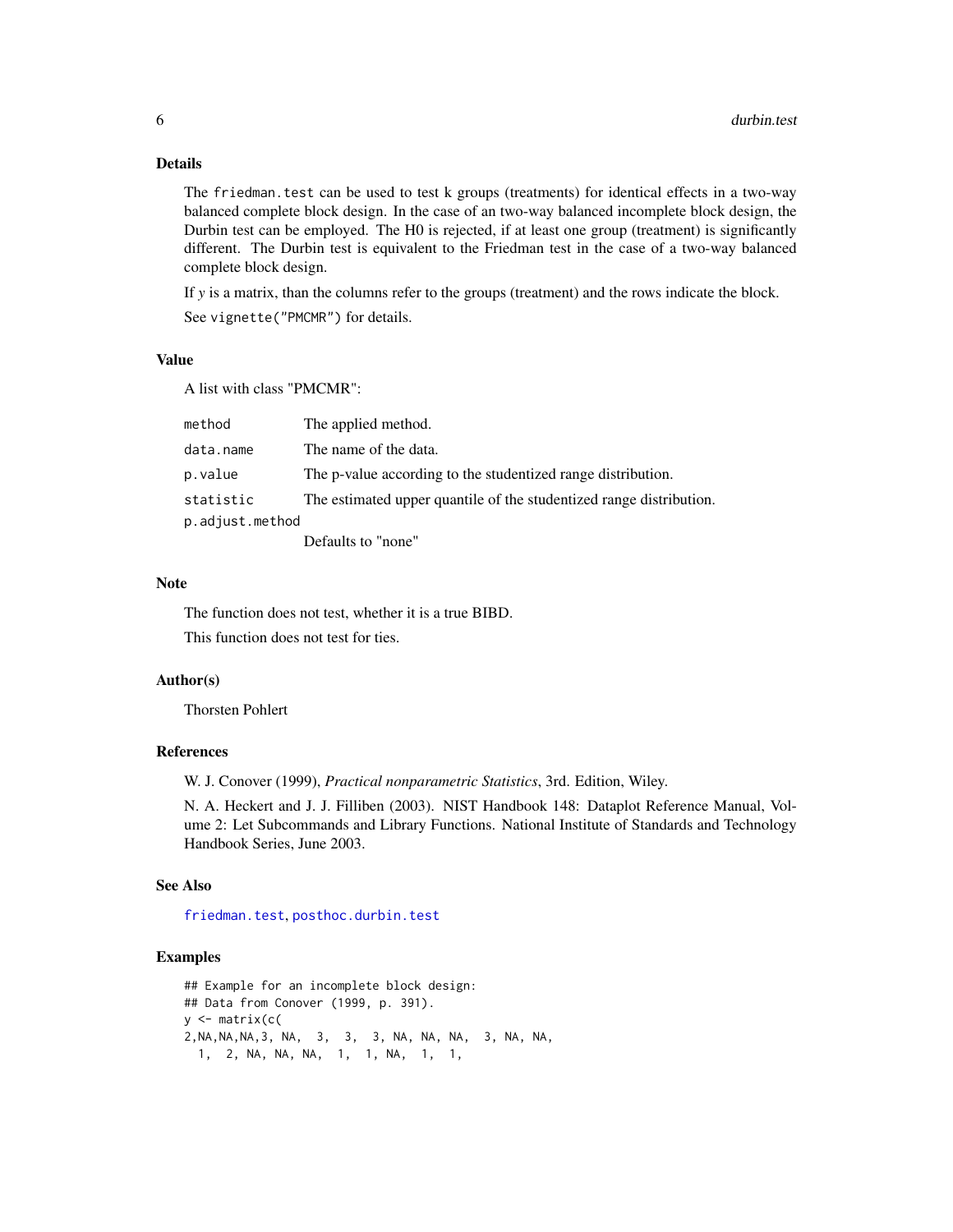## Details

The `friedman.test` can be used to test k groups (treatments) for identical effects in a two-way balanced complete block design. In the case of an two-way balanced incomplete block design, the Durbin test can be employed. The H0 is rejected, if at least one group (treatment) is significantly different. The Durbin test is equivalent to the Friedman test in the case of a two-way balanced complete block design.

If *y* is a matrix, than the columns refer to the groups (treatment) and the rows indicate the block.

See `vignette("PMCMR")` for details.

## Value

A list with class "PMCMR":

| | |
|---|---|
| `method` | The applied method. |
| `data.name` | The name of the data. |
| `p.value` | The p-value according to the studentized range distribution. |
| `statistic` | The estimated upper quantile of the studentized range distribution. |
| `p.adjust.method` | Defaults to "none" |

## Note

The function does not test, whether it is a true BIBD.

This function does not test for ties.

## Author(s)

Thorsten Pohlert

## References

W. J. Conover (1999), *Practical nonparametric Statistics*, 3rd. Edition, Wiley.

N. A. Heckert and J. J. Filliben (2003). NIST Handbook 148: Dataplot Reference Manual, Volume 2: Let Subcommands and Library Functions. National Institute of Standards and Technology Handbook Series, June 2003.

## See Also

`friedman.test`, `posthoc.durbin.test`

## Examples

```
## Example for an incomplete block design:
## Data from Conover (1999, p. 391).
y <- matrix(c(
2,NA,NA,NA,3, NA,  3,  3,  3, NA, NA, NA,  3, NA, NA,
  1,  2, NA, NA, NA,  1,  1, NA,  1,  1,
```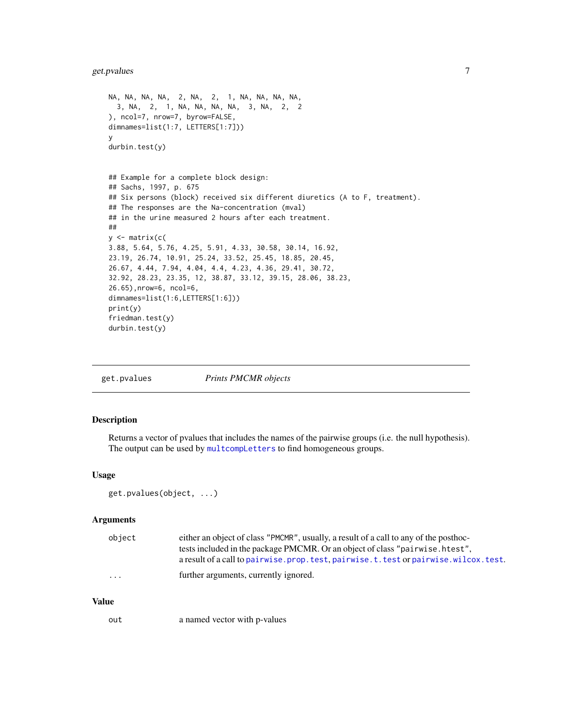```
NA, NA, NA, NA,  2, NA,  2,  1, NA, NA, NA, NA,
  3, NA,  2,  1, NA, NA, NA, NA,  3, NA,  2,  2
), ncol=7, nrow=7, byrow=FALSE,
dimnames=list(1:7, LETTERS[1:7]))
y
durbin.test(y)


## Example for a complete block design:
## Sachs, 1997, p. 675
## Six persons (block) received six different diuretics (A to F, treatment).
## The responses are the Na-concentration (mval)
## in the urine measured 2 hours after each treatment.
##
y <- matrix(c(
3.88, 5.64, 5.76, 4.25, 5.91, 4.33, 30.58, 30.14, 16.92,
23.19, 26.74, 10.91, 25.24, 33.52, 25.45, 18.85, 20.45,
26.67, 4.44, 7.94, 4.04, 4.4, 4.23, 4.36, 29.41, 30.72,
32.92, 28.23, 23.35, 12, 38.87, 33.12, 39.15, 28.06, 38.23,
26.65),nrow=6, ncol=6,
dimnames=list(1:6,LETTERS[1:6]))
print(y)
friedman.test(y)
durbin.test(y)
```

---

`get.pvalues` *Prints PMCMR objects*

---

### Description

Returns a vector of pvalues that includes the names of the pairwise groups (i.e. the null hypothesis). The output can be used by `multcompLetters` to find homogeneous groups.

### Usage

```
get.pvalues(object, ...)
```

### Arguments

| | |
|---|---|
| `object` | either an object of class `"PMCMR"`, usually, a result of a call to any of the posthoc-tests included in the package PMCMR. Or an object of class `"pairwise.htest"`, a result of a call to `pairwise.prop.test`, `pairwise.t.test` or `pairwise.wilcox.test`. |
| `...` | further arguments, currently ignored. |

### Value

| | |
|---|---|
| `out` | a named vector with p-values |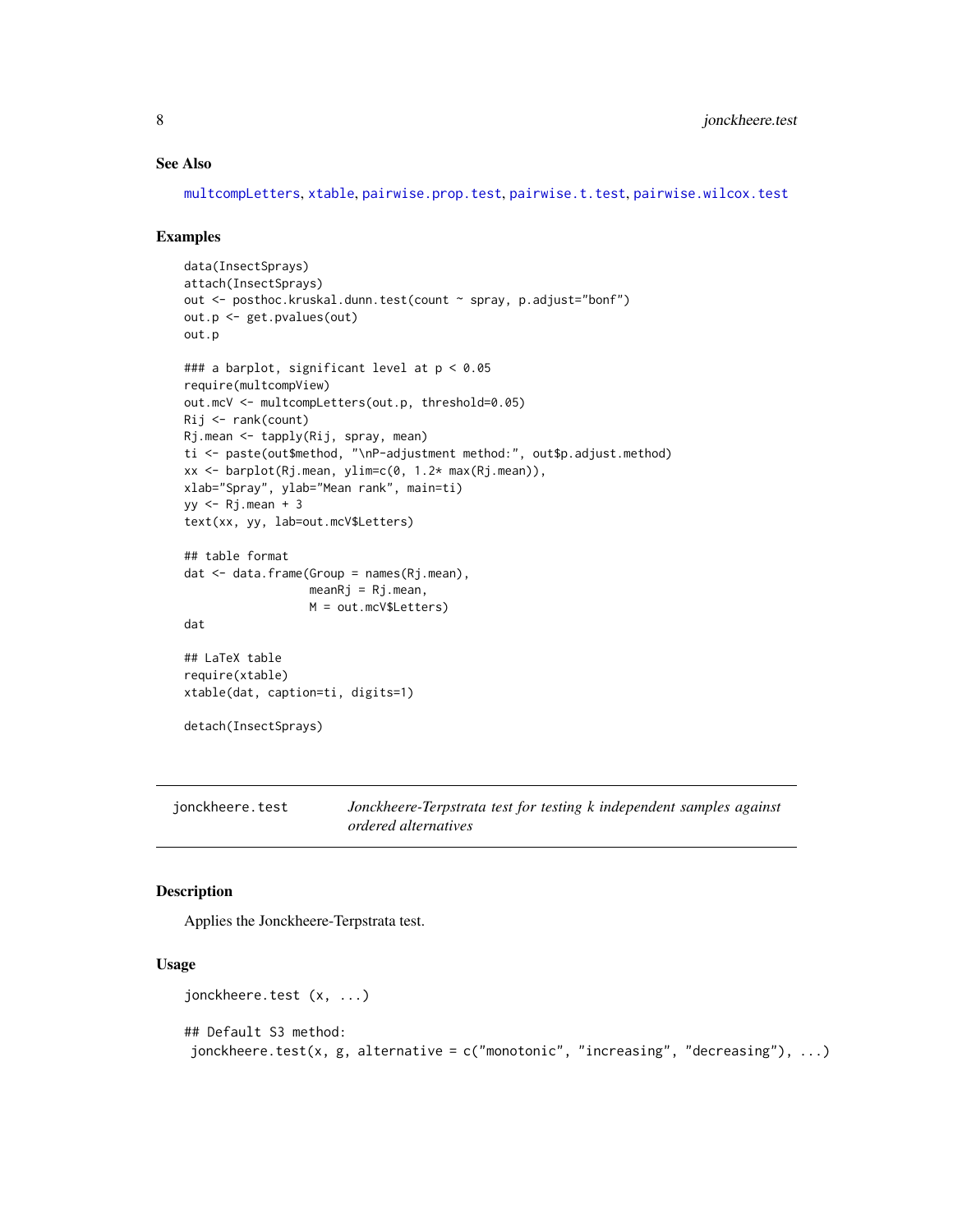### See Also

multcompLetters, xtable, pairwise.prop.test, pairwise.t.test, pairwise.wilcox.test

### Examples

```
data(InsectSprays)
attach(InsectSprays)
out <- posthoc.kruskal.dunn.test(count ~ spray, p.adjust="bonf")
out.p <- get.pvalues(out)
out.p

### a barplot, significant level at p < 0.05
require(multcompView)
out.mcV <- multcompLetters(out.p, threshold=0.05)
Rij <- rank(count)
Rj.mean <- tapply(Rij, spray, mean)
ti <- paste(out$method, "\nP-adjustment method:", out$p.adjust.method)
xx <- barplot(Rj.mean, ylim=c(0, 1.2* max(Rj.mean)),
xlab="Spray", ylab="Mean rank", main=ti)
yy <- Rj.mean + 3
text(xx, yy, lab=out.mcV$Letters)

## table format
dat <- data.frame(Group = names(Rj.mean),
                  meanRj = Rj.mean,
                  M = out.mcV$Letters)
dat

## LaTeX table
require(xtable)
xtable(dat, caption=ti, digits=1)

detach(InsectSprays)
```

---

## jonckheere.test — *Jonckheere-Terpstrata test for testing k independent samples against ordered alternatives*

### Description

Applies the Jonckheere-Terpstrata test.

### Usage

```
jonckheere.test (x, ...)

## Default S3 method:
 jonckheere.test(x, g, alternative = c("monotonic", "increasing", "decreasing"), ...)
```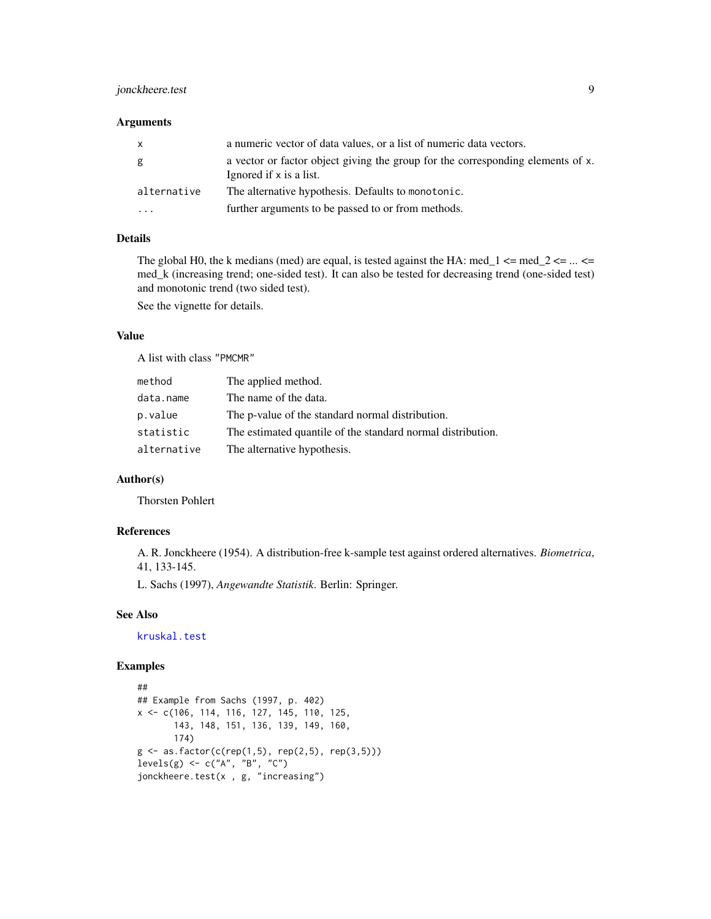### Arguments

| | |
|---|---|
| `x` | a numeric vector of data values, or a list of numeric data vectors. |
| `g` | a vector or factor object giving the group for the corresponding elements of `x`. Ignored if `x` is a list. |
| `alternative` | The alternative hypothesis. Defaults to `monotonic`. |
| `...` | further arguments to be passed to or from methods. |

### Details

The global H0, the k medians (med) are equal, is tested against the HA: med_1 <= med_2 <= ... <= med_k (increasing trend; one-sided test). It can also be tested for decreasing trend (one-sided test) and monotonic trend (two sided test).

See the vignette for details.

### Value

A list with class `"PMCMR"`

| | |
|---|---|
| `method` | The applied method. |
| `data.name` | The name of the data. |
| `p.value` | The p-value of the standard normal distribution. |
| `statistic` | The estimated quantile of the standard normal distribution. |
| `alternative` | The alternative hypothesis. |

### Author(s)

Thorsten Pohlert

### References

A. R. Jonckheere (1954). A distribution-free k-sample test against ordered alternatives. *Biometrica*, 41, 133-145.

L. Sachs (1997), *Angewandte Statistik*. Berlin: Springer.

### See Also

`kruskal.test`

### Examples

```
##
## Example from Sachs (1997, p. 402)
x <- c(106, 114, 116, 127, 145, 110, 125,
       143, 148, 151, 136, 139, 149, 160,
       174)
g <- as.factor(c(rep(1,5), rep(2,5), rep(3,5)))
levels(g) <- c("A", "B", "C")
jonckheere.test(x , g, "increasing")
```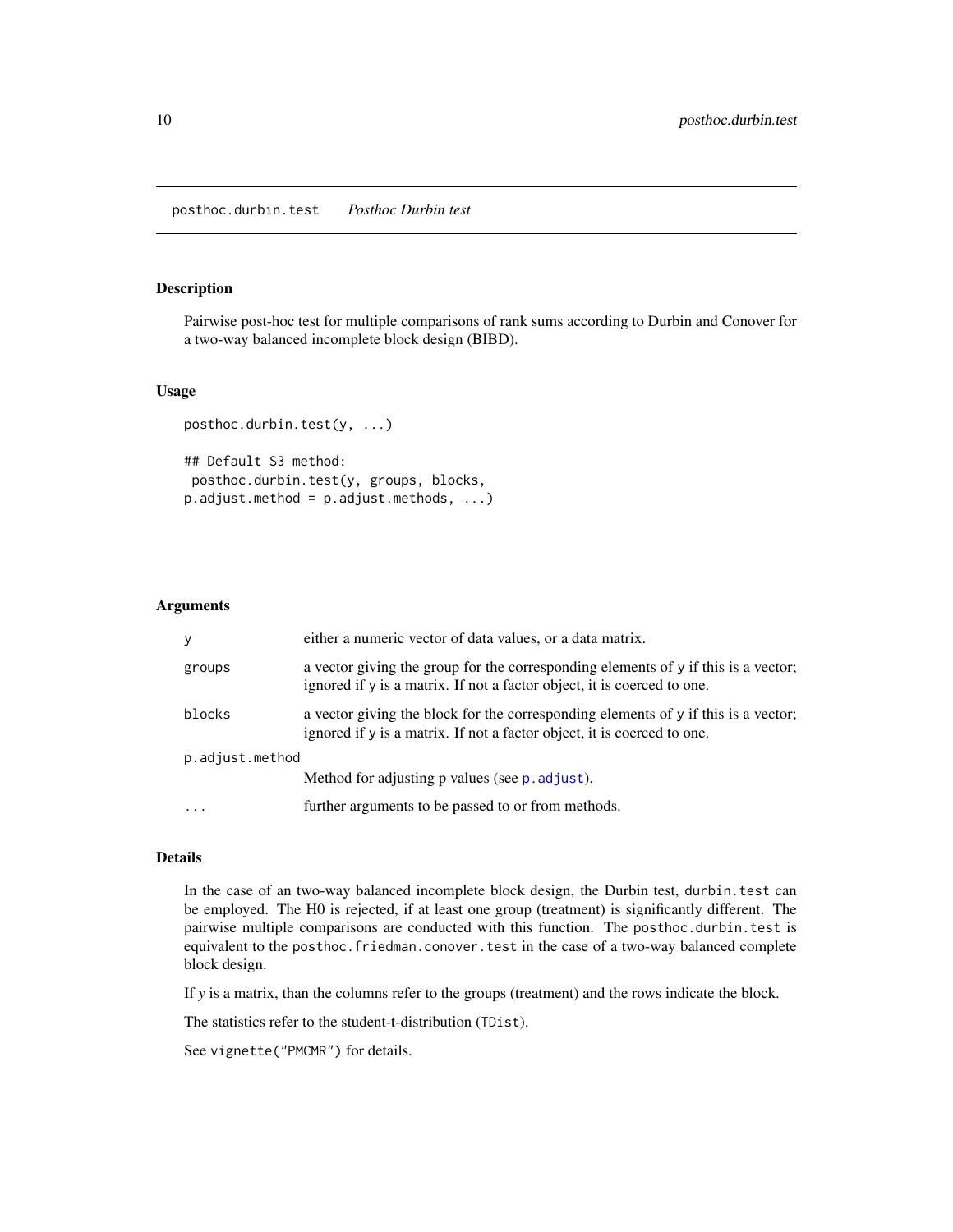## posthoc.durbin.test *Posthoc Durbin test*

### Description

Pairwise post-hoc test for multiple comparisons of rank sums according to Durbin and Conover for a two-way balanced incomplete block design (BIBD).

### Usage

```
posthoc.durbin.test(y, ...)

## Default S3 method:
 posthoc.durbin.test(y, groups, blocks,
p.adjust.method = p.adjust.methods, ...)
```

### Arguments

| | |
|---|---|
| `y` | either a numeric vector of data values, or a data matrix. |
| `groups` | a vector giving the group for the corresponding elements of `y` if this is a vector; ignored if `y` is a matrix. If not a factor object, it is coerced to one. |
| `blocks` | a vector giving the block for the corresponding elements of `y` if this is a vector; ignored if `y` is a matrix. If not a factor object, it is coerced to one. |
| `p.adjust.method` | Method for adjusting p values (see `p.adjust`). |
| `...` | further arguments to be passed to or from methods. |

### Details

In the case of an two-way balanced incomplete block design, the Durbin test, `durbin.test` can be employed. The H0 is rejected, if at least one group (treatment) is significantly different. The pairwise multiple comparisons are conducted with this function. The `posthoc.durbin.test` is equivalent to the `posthoc.friedman.conover.test` in the case of a two-way balanced complete block design.

If *y* is a matrix, than the columns refer to the groups (treatment) and the rows indicate the block.

The statistics refer to the student-t-distribution (`TDist`).

See `vignette("PMCMR")` for details.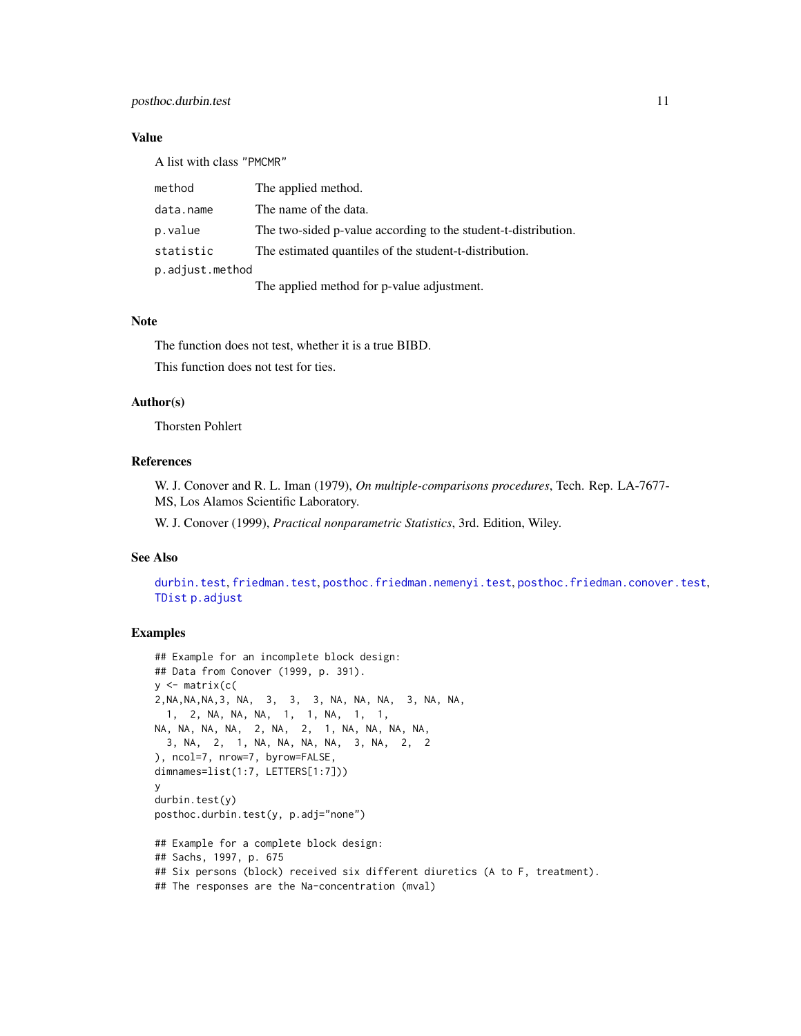### Value

A list with class "PMCMR"

| | |
|---|---|
| method | The applied method. |
| data.name | The name of the data. |
| p.value | The two-sided p-value according to the student-t-distribution. |
| statistic | The estimated quantiles of the student-t-distribution. |
| p.adjust.method | The applied method for p-value adjustment. |

### Note

The function does not test, whether it is a true BIBD.

This function does not test for ties.

### Author(s)

Thorsten Pohlert

### References

W. J. Conover and R. L. Iman (1979), *On multiple-comparisons procedures*, Tech. Rep. LA-7677-MS, Los Alamos Scientific Laboratory.

W. J. Conover (1999), *Practical nonparametric Statistics*, 3rd. Edition, Wiley.

### See Also

durbin.test, friedman.test, posthoc.friedman.nemenyi.test, posthoc.friedman.conover.test, TDist p.adjust

### Examples

```
## Example for an incomplete block design:
## Data from Conover (1999, p. 391).
y <- matrix(c(
2,NA,NA,NA,3, NA,  3,  3,  3, NA, NA, NA,  3, NA, NA,
  1,  2, NA, NA, NA,  1,  1, NA,  1,  1,
NA, NA, NA, NA,  2, NA,  2,  1, NA, NA, NA, NA,
  3, NA,  2,  1, NA, NA, NA, NA,  3, NA,  2,  2
), ncol=7, nrow=7, byrow=FALSE,
dimnames=list(1:7, LETTERS[1:7]))
y
durbin.test(y)
posthoc.durbin.test(y, p.adj="none")

## Example for a complete block design:
## Sachs, 1997, p. 675
## Six persons (block) received six different diuretics (A to F, treatment).
## The responses are the Na-concentration (mval)
```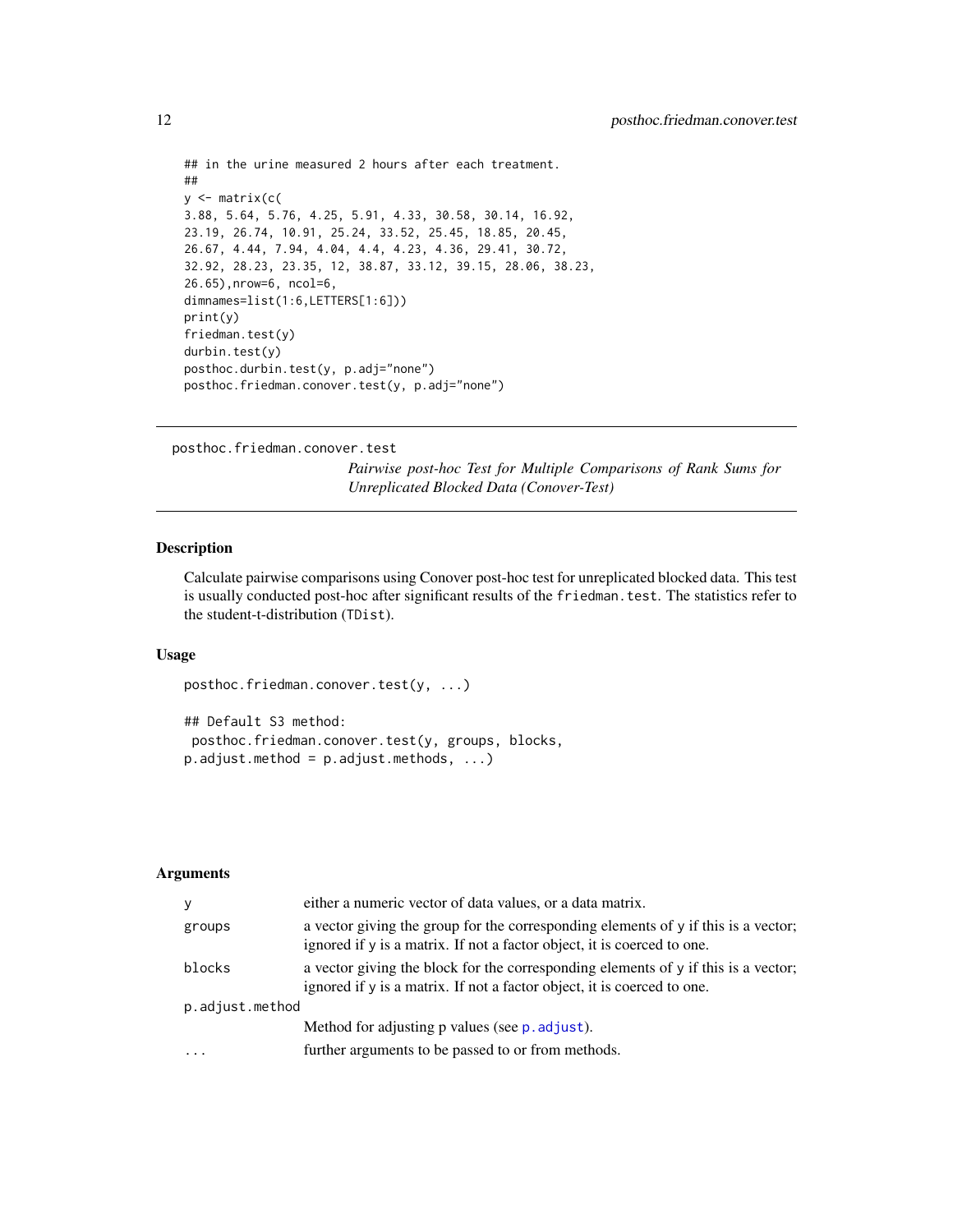```
## in the urine measured 2 hours after each treatment.
##
y <- matrix(c(
3.88, 5.64, 5.76, 4.25, 5.91, 4.33, 30.58, 30.14, 16.92,
23.19, 26.74, 10.91, 25.24, 33.52, 25.45, 18.85, 20.45,
26.67, 4.44, 7.94, 4.04, 4.4, 4.23, 4.36, 29.41, 30.72,
32.92, 28.23, 23.35, 12, 38.87, 33.12, 39.15, 28.06, 38.23,
26.65),nrow=6, ncol=6,
dimnames=list(1:6,LETTERS[1:6]))
print(y)
friedman.test(y)
durbin.test(y)
posthoc.durbin.test(y, p.adj="none")
posthoc.friedman.conover.test(y, p.adj="none")
```

## posthoc.friedman.conover.test

*Pairwise post-hoc Test for Multiple Comparisons of Rank Sums for Unreplicated Blocked Data (Conover-Test)*

### Description

Calculate pairwise comparisons using Conover post-hoc test for unreplicated blocked data. This test is usually conducted post-hoc after significant results of the `friedman.test`. The statistics refer to the student-t-distribution (`TDist`).

### Usage

```
posthoc.friedman.conover.test(y, ...)

## Default S3 method:
 posthoc.friedman.conover.test(y, groups, blocks,
p.adjust.method = p.adjust.methods, ...)
```

### Arguments

| | |
|---|---|
| `y` | either a numeric vector of data values, or a data matrix. |
| `groups` | a vector giving the group for the corresponding elements of `y` if this is a vector; ignored if `y` is a matrix. If not a factor object, it is coerced to one. |
| `blocks` | a vector giving the block for the corresponding elements of `y` if this is a vector; ignored if `y` is a matrix. If not a factor object, it is coerced to one. |
| `p.adjust.method` | Method for adjusting p values (see `p.adjust`). |
| `...` | further arguments to be passed to or from methods. |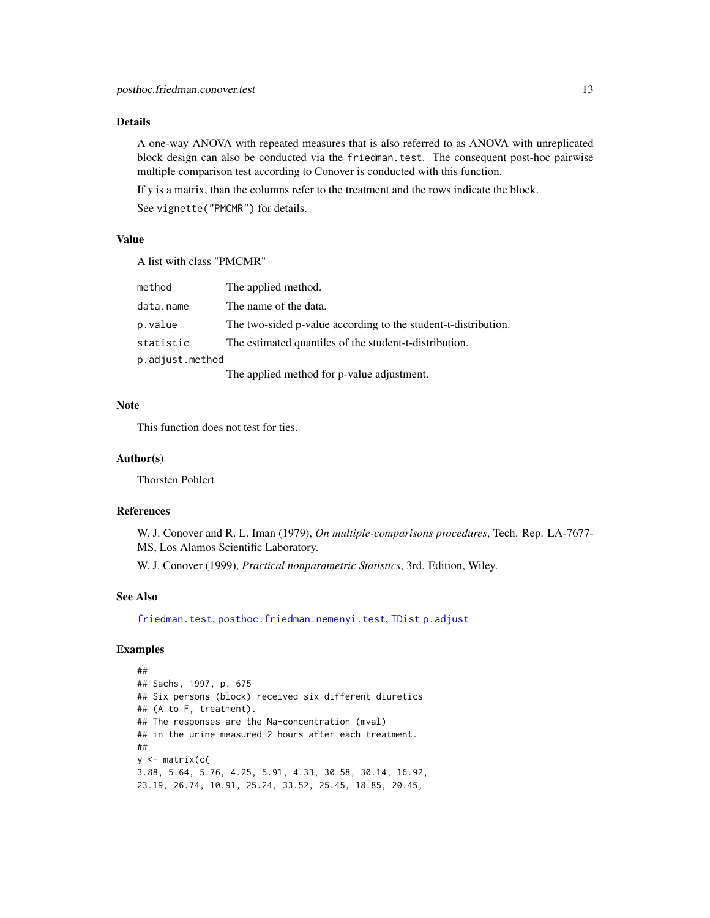## Details

A one-way ANOVA with repeated measures that is also referred to as ANOVA with unreplicated block design can also be conducted via the `friedman.test`. The consequent post-hoc pairwise multiple comparison test according to Conover is conducted with this function.

If *y* is a matrix, than the columns refer to the treatment and the rows indicate the block.

See `vignette("PMCMR")` for details.

## Value

A list with class "PMCMR"

| | |
|---|---|
| `method` | The applied method. |
| `data.name` | The name of the data. |
| `p.value` | The two-sided p-value according to the student-t-distribution. |
| `statistic` | The estimated quantiles of the student-t-distribution. |
| `p.adjust.method` | The applied method for p-value adjustment. |

## Note

This function does not test for ties.

## Author(s)

Thorsten Pohlert

## References

W. J. Conover and R. L. Iman (1979), *On multiple-comparisons procedures*, Tech. Rep. LA-7677-MS, Los Alamos Scientific Laboratory.

W. J. Conover (1999), *Practical nonparametric Statistics*, 3rd. Edition, Wiley.

## See Also

`friedman.test`, `posthoc.friedman.nemenyi.test`, `TDist` `p.adjust`

## Examples

```
##
## Sachs, 1997, p. 675
## Six persons (block) received six different diuretics
## (A to F, treatment).
## The responses are the Na-concentration (mval)
## in the urine measured 2 hours after each treatment.
##
y <- matrix(c(
3.88, 5.64, 5.76, 4.25, 5.91, 4.33, 30.58, 30.14, 16.92,
23.19, 26.74, 10.91, 25.24, 33.52, 25.45, 18.85, 20.45,
```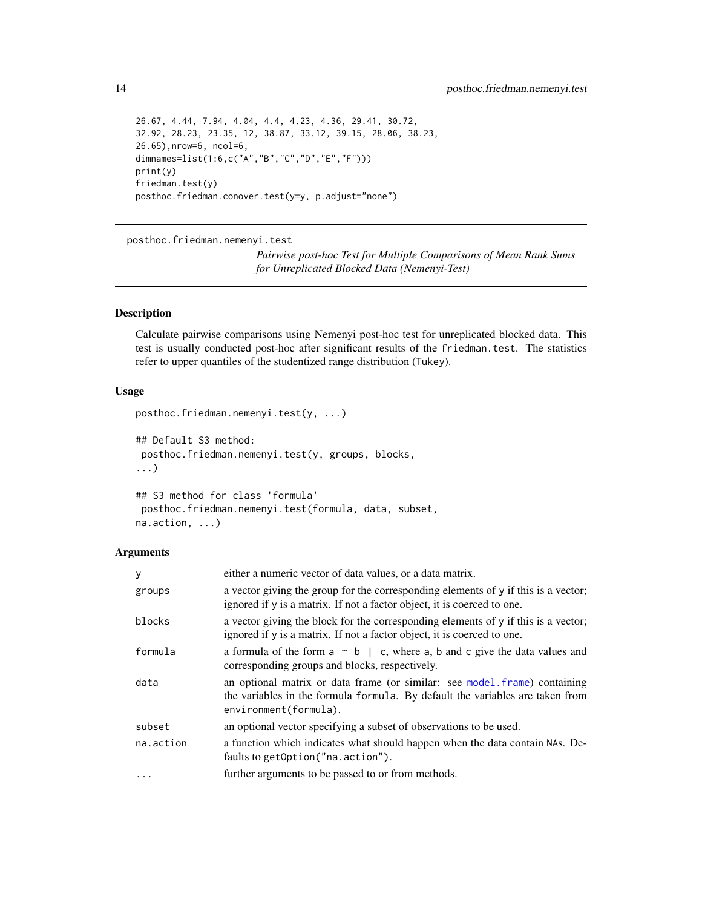```
26.67, 4.44, 7.94, 4.04, 4.4, 4.23, 4.36, 29.41, 30.72,
32.92, 28.23, 23.35, 12, 38.87, 33.12, 39.15, 28.06, 38.23,
26.65),nrow=6, ncol=6,
dimnames=list(1:6,c("A","B","C","D","E","F")))
print(y)
friedman.test(y)
posthoc.friedman.conover.test(y=y, p.adjust="none")
```

---

posthoc.friedman.nemenyi.test

*Pairwise post-hoc Test for Multiple Comparisons of Mean Rank Sums for Unreplicated Blocked Data (Nemenyi-Test)*

---

## Description

Calculate pairwise comparisons using Nemenyi post-hoc test for unreplicated blocked data. This test is usually conducted post-hoc after significant results of the `friedman.test`. The statistics refer to upper quantiles of the studentized range distribution (`Tukey`).

## Usage

```
posthoc.friedman.nemenyi.test(y, ...)

## Default S3 method:
 posthoc.friedman.nemenyi.test(y, groups, blocks,
...)

## S3 method for class 'formula'
 posthoc.friedman.nemenyi.test(formula, data, subset,
na.action, ...)
```

## Arguments

| | |
|---|---|
| `y` | either a numeric vector of data values, or a data matrix. |
| `groups` | a vector giving the group for the corresponding elements of `y` if this is a vector; ignored if `y` is a matrix. If not a factor object, it is coerced to one. |
| `blocks` | a vector giving the block for the corresponding elements of `y` if this is a vector; ignored if `y` is a matrix. If not a factor object, it is coerced to one. |
| `formula` | a formula of the form `a ~ b | c`, where `a`, `b` and `c` give the data values and corresponding groups and blocks, respectively. |
| `data` | an optional matrix or data frame (or similar: see `model.frame`) containing the variables in the formula `formula`. By default the variables are taken from `environment(formula)`. |
| `subset` | an optional vector specifying a subset of observations to be used. |
| `na.action` | a function which indicates what should happen when the data contain `NA`s. Defaults to `getOption("na.action")`. |
| `...` | further arguments to be passed to or from methods. |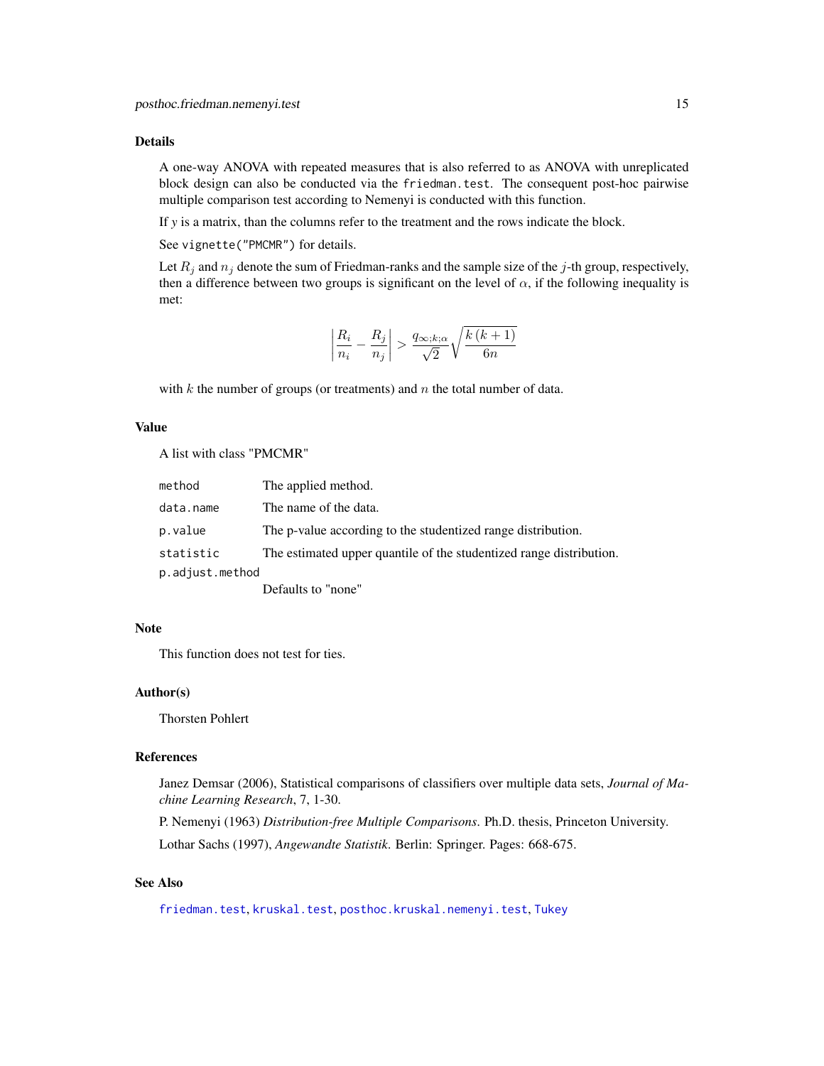## Details

A one-way ANOVA with repeated measures that is also referred to as ANOVA with unreplicated block design can also be conducted via the `friedman.test`. The consequent post-hoc pairwise multiple comparison test according to Nemenyi is conducted with this function.

If $y$ is a matrix, than the columns refer to the treatment and the rows indicate the block.

See `vignette("PMCMR")` for details.

Let $R_j$ and $n_j$ denote the sum of Friedman-ranks and the sample size of the $j$-th group, respectively, then a difference between two groups is significant on the level of $\alpha$, if the following inequality is met:

$$\left| \frac{R_i}{n_i} - \frac{R_j}{n_j} \right| > \frac{q_{\infty;k;\alpha}}{\sqrt{2}} \sqrt{\frac{k\,(k+1)}{6n}}$$

with $k$ the number of groups (or treatments) and $n$ the total number of data.

## Value

A list with class "PMCMR"

| | |
|---|---|
| `method` | The applied method. |
| `data.name` | The name of the data. |
| `p.value` | The p-value according to the studentized range distribution. |
| `statistic` | The estimated upper quantile of the studentized range distribution. |
| `p.adjust.method` | Defaults to "none" |

## Note

This function does not test for ties.

## Author(s)

Thorsten Pohlert

## References

Janez Demsar (2006), Statistical comparisons of classifiers over multiple data sets, *Journal of Machine Learning Research*, 7, 1-30.

P. Nemenyi (1963) *Distribution-free Multiple Comparisons*. Ph.D. thesis, Princeton University.

Lothar Sachs (1997), *Angewandte Statistik*. Berlin: Springer. Pages: 668-675.

## See Also

`friedman.test`, `kruskal.test`, `posthoc.kruskal.nemenyi.test`, `Tukey`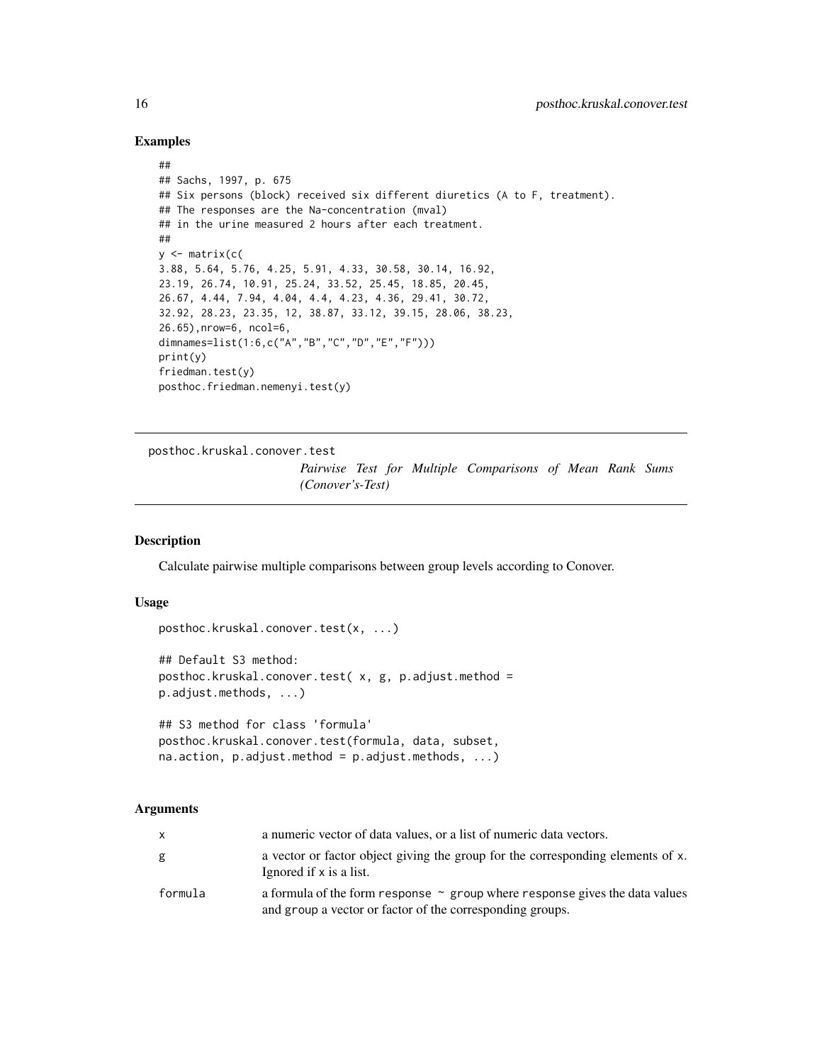## Examples

```
##
## Sachs, 1997, p. 675
## Six persons (block) received six different diuretics (A to F, treatment).
## The responses are the Na-concentration (mval)
## in the urine measured 2 hours after each treatment.
##
y <- matrix(c(
3.88, 5.64, 5.76, 4.25, 5.91, 4.33, 30.58, 30.14, 16.92,
23.19, 26.74, 10.91, 25.24, 33.52, 25.45, 18.85, 20.45,
26.67, 4.44, 7.94, 4.04, 4.4, 4.23, 4.36, 29.41, 30.72,
32.92, 28.23, 23.35, 12, 38.87, 33.12, 39.15, 28.06, 38.23,
26.65),nrow=6, ncol=6,
dimnames=list(1:6,c("A","B","C","D","E","F")))
print(y)
friedman.test(y)
posthoc.friedman.nemenyi.test(y)
```

---

# posthoc.kruskal.conover.test

*Pairwise Test for Multiple Comparisons of Mean Rank Sums (Conover's-Test)*

---

## Description

Calculate pairwise multiple comparisons between group levels according to Conover.

## Usage

```
posthoc.kruskal.conover.test(x, ...)

## Default S3 method:
posthoc.kruskal.conover.test( x, g, p.adjust.method =
p.adjust.methods, ...)

## S3 method for class 'formula'
posthoc.kruskal.conover.test(formula, data, subset,
na.action, p.adjust.method = p.adjust.methods, ...)
```

## Arguments

| | |
|---|---|
| `x` | a numeric vector of data values, or a list of numeric data vectors. |
| `g` | a vector or factor object giving the group for the corresponding elements of `x`. Ignored if `x` is a list. |
| `formula` | a formula of the form `response ~ group` where `response` gives the data values and `group` a vector or factor of the corresponding groups. |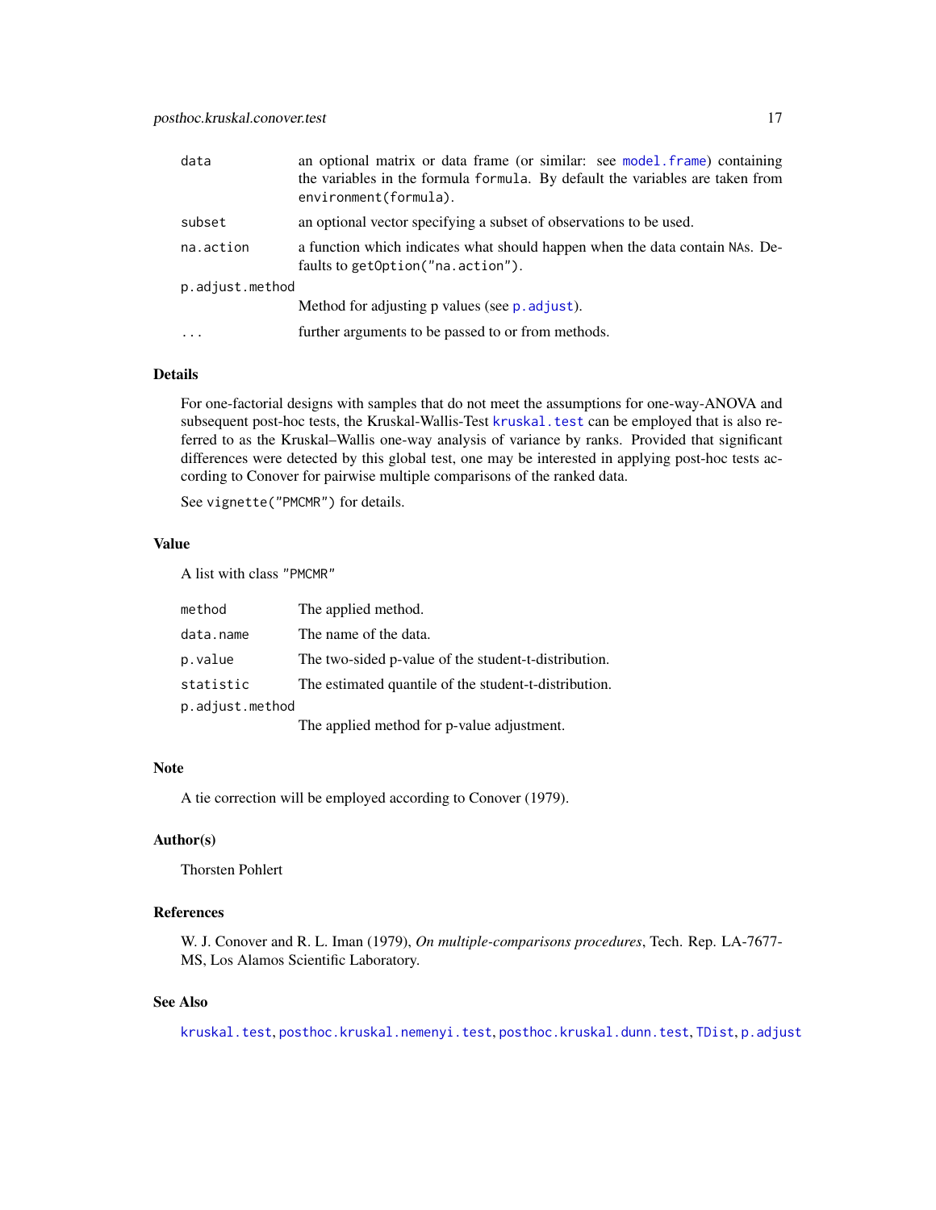| | |
|---|---|
| data | an optional matrix or data frame (or similar: see model.frame) containing the variables in the formula formula. By default the variables are taken from environment(formula). |
| subset | an optional vector specifying a subset of observations to be used. |
| na.action | a function which indicates what should happen when the data contain NAs. Defaults to getOption("na.action"). |
| p.adjust.method | Method for adjusting p values (see p.adjust). |
| ... | further arguments to be passed to or from methods. |

## Details

For one-factorial designs with samples that do not meet the assumptions for one-way-ANOVA and subsequent post-hoc tests, the Kruskal-Wallis-Test kruskal.test can be employed that is also referred to as the Kruskal–Wallis one-way analysis of variance by ranks. Provided that significant differences were detected by this global test, one may be interested in applying post-hoc tests according to Conover for pairwise multiple comparisons of the ranked data.

See vignette("PMCMR") for details.

## Value

A list with class "PMCMR"

| | |
|---|---|
| method | The applied method. |
| data.name | The name of the data. |
| p.value | The two-sided p-value of the student-t-distribution. |
| statistic | The estimated quantile of the student-t-distribution. |
| p.adjust.method | The applied method for p-value adjustment. |

## Note

A tie correction will be employed according to Conover (1979).

## Author(s)

Thorsten Pohlert

## References

W. J. Conover and R. L. Iman (1979), *On multiple-comparisons procedures*, Tech. Rep. LA-7677-MS, Los Alamos Scientific Laboratory.

## See Also

kruskal.test, posthoc.kruskal.nemenyi.test, posthoc.kruskal.dunn.test, TDist, p.adjust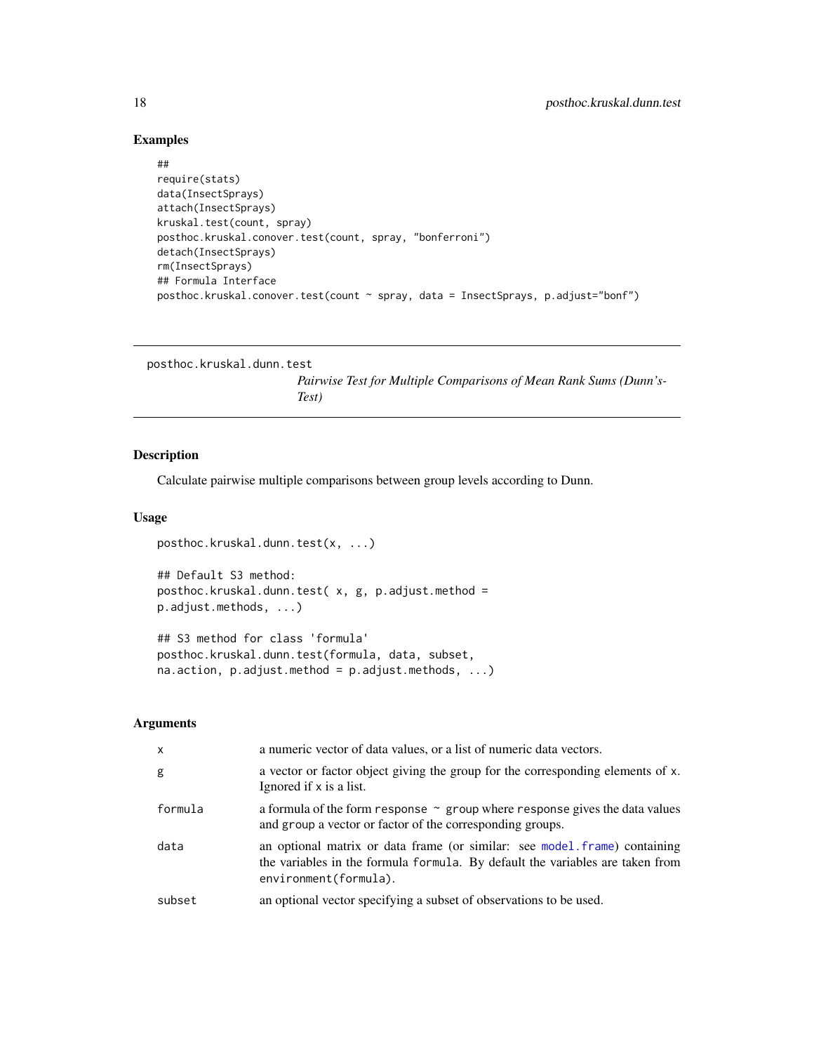### Examples

```
##
require(stats)
data(InsectSprays)
attach(InsectSprays)
kruskal.test(count, spray)
posthoc.kruskal.conover.test(count, spray, "bonferroni")
detach(InsectSprays)
rm(InsectSprays)
## Formula Interface
posthoc.kruskal.conover.test(count ~ spray, data = InsectSprays, p.adjust="bonf")
```

---

## posthoc.kruskal.dunn.test

*Pairwise Test for Multiple Comparisons of Mean Rank Sums (Dunn's-Test)*

---

### Description

Calculate pairwise multiple comparisons between group levels according to Dunn.

### Usage

```
posthoc.kruskal.dunn.test(x, ...)

## Default S3 method:
posthoc.kruskal.dunn.test( x, g, p.adjust.method =
p.adjust.methods, ...)

## S3 method for class 'formula'
posthoc.kruskal.dunn.test(formula, data, subset,
na.action, p.adjust.method = p.adjust.methods, ...)
```

### Arguments

| | |
|---|---|
| `x` | a numeric vector of data values, or a list of numeric data vectors. |
| `g` | a vector or factor object giving the group for the corresponding elements of `x`. Ignored if `x` is a list. |
| `formula` | a formula of the form `response ~ group` where `response` gives the data values and `group` a vector or factor of the corresponding groups. |
| `data` | an optional matrix or data frame (or similar: see `model.frame`) containing the variables in the formula `formula`. By default the variables are taken from `environment(formula)`. |
| `subset` | an optional vector specifying a subset of observations to be used. |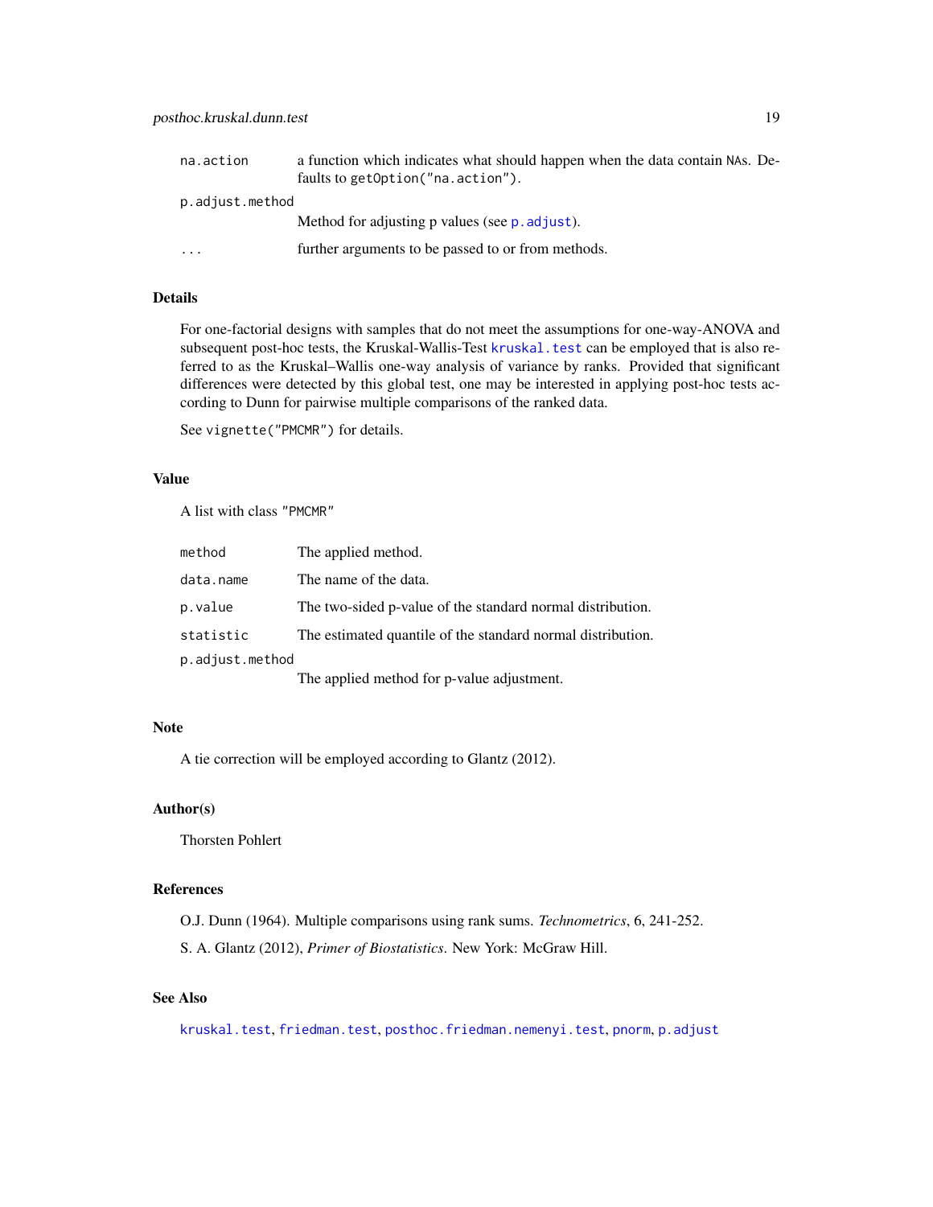| | |
|---|---|
| `na.action` | a function which indicates what should happen when the data contain `NA`s. Defaults to `getOption("na.action")`. |
| `p.adjust.method` | Method for adjusting p values (see `p.adjust`). |
| `...` | further arguments to be passed to or from methods. |

## Details

For one-factorial designs with samples that do not meet the assumptions for one-way-ANOVA and subsequent post-hoc tests, the Kruskal-Wallis-Test `kruskal.test` can be employed that is also referred to as the Kruskal–Wallis one-way analysis of variance by ranks. Provided that significant differences were detected by this global test, one may be interested in applying post-hoc tests according to Dunn for pairwise multiple comparisons of the ranked data.

See `vignette("PMCMR")` for details.

## Value

A list with class `"PMCMR"`

| | |
|---|---|
| `method` | The applied method. |
| `data.name` | The name of the data. |
| `p.value` | The two-sided p-value of the standard normal distribution. |
| `statistic` | The estimated quantile of the standard normal distribution. |
| `p.adjust.method` | The applied method for p-value adjustment. |

## Note

A tie correction will be employed according to Glantz (2012).

## Author(s)

Thorsten Pohlert

## References

O.J. Dunn (1964). Multiple comparisons using rank sums. *Technometrics*, 6, 241-252.

S. A. Glantz (2012), *Primer of Biostatistics*. New York: McGraw Hill.

## See Also

`kruskal.test`, `friedman.test`, `posthoc.friedman.nemenyi.test`, `pnorm`, `p.adjust`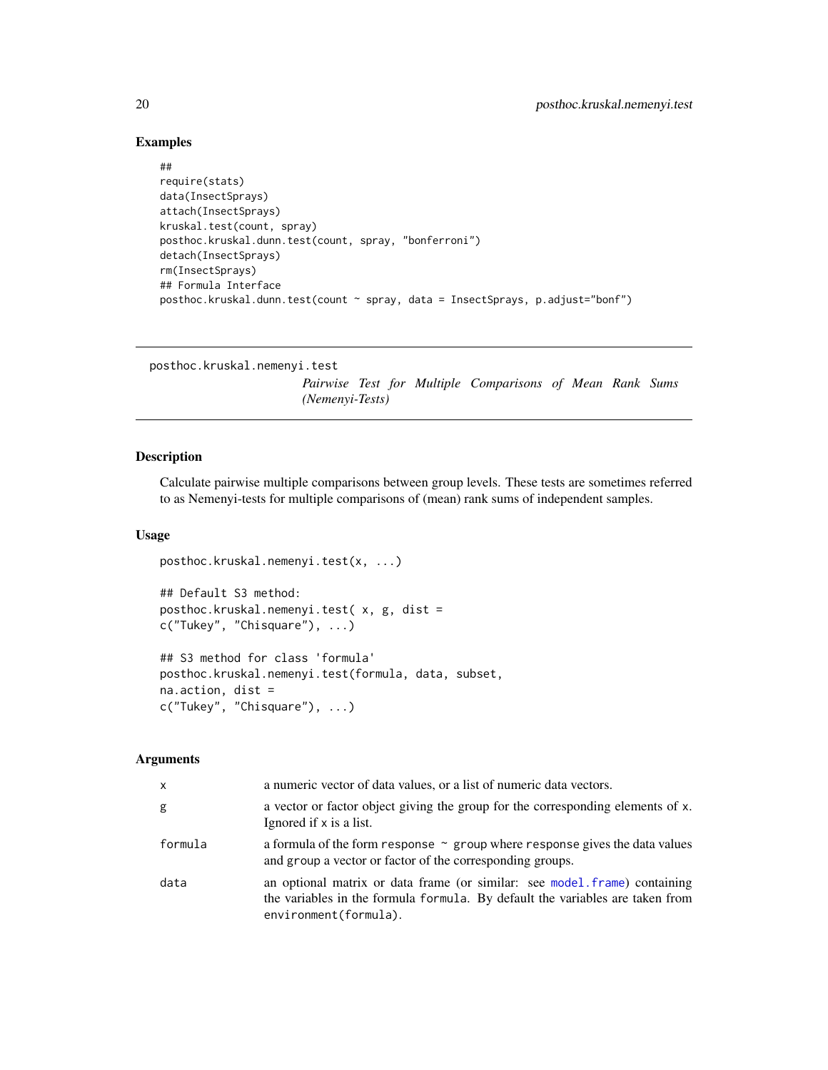### Examples

```
##
require(stats)
data(InsectSprays)
attach(InsectSprays)
kruskal.test(count, spray)
posthoc.kruskal.dunn.test(count, spray, "bonferroni")
detach(InsectSprays)
rm(InsectSprays)
## Formula Interface
posthoc.kruskal.dunn.test(count ~ spray, data = InsectSprays, p.adjust="bonf")
```

---

## posthoc.kruskal.nemenyi.test — *Pairwise Test for Multiple Comparisons of Mean Rank Sums (Nemenyi-Tests)*

---

### Description

Calculate pairwise multiple comparisons between group levels. These tests are sometimes referred to as Nemenyi-tests for multiple comparisons of (mean) rank sums of independent samples.

### Usage

```
posthoc.kruskal.nemenyi.test(x, ...)

## Default S3 method:
posthoc.kruskal.nemenyi.test( x, g, dist =
c("Tukey", "Chisquare"), ...)

## S3 method for class 'formula'
posthoc.kruskal.nemenyi.test(formula, data, subset,
na.action, dist =
c("Tukey", "Chisquare"), ...)
```

### Arguments

| | |
|---|---|
| `x` | a numeric vector of data values, or a list of numeric data vectors. |
| `g` | a vector or factor object giving the group for the corresponding elements of `x`. Ignored if `x` is a list. |
| `formula` | a formula of the form `response ~ group` where `response` gives the data values and `group` a vector or factor of the corresponding groups. |
| `data` | an optional matrix or data frame (or similar: see `model.frame`) containing the variables in the formula `formula`. By default the variables are taken from `environment(formula)`. |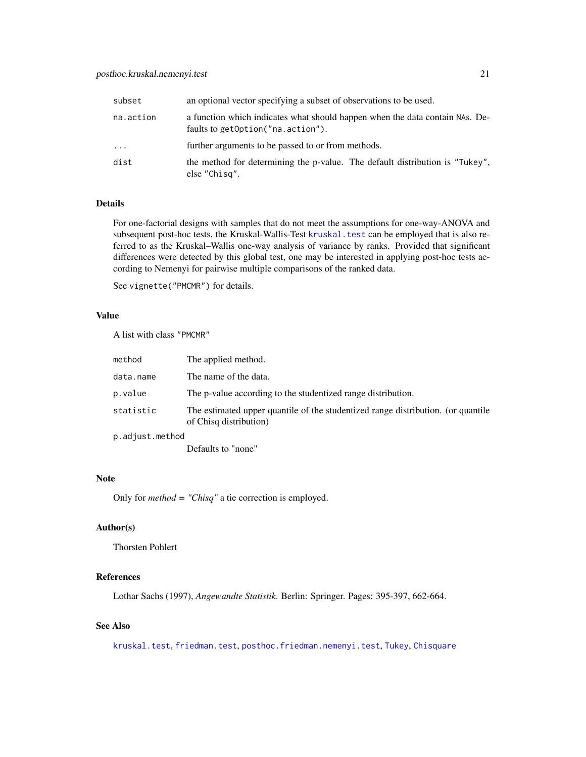| | |
|---|---|
| `subset` | an optional vector specifying a subset of observations to be used. |
| `na.action` | a function which indicates what should happen when the data contain NAs. Defaults to `getOption("na.action")`. |
| `...` | further arguments to be passed to or from methods. |
| `dist` | the method for determining the p-value. The default distribution is `"Tukey"`, else `"Chisq"`. |

### Details

For one-factorial designs with samples that do not meet the assumptions for one-way-ANOVA and subsequent post-hoc tests, the Kruskal-Wallis-Test `kruskal.test` can be employed that is also referred to as the Kruskal–Wallis one-way analysis of variance by ranks. Provided that significant differences were detected by this global test, one may be interested in applying post-hoc tests according to Nemenyi for pairwise multiple comparisons of the ranked data.

See `vignette("PMCMR")` for details.

### Value

A list with class `"PMCMR"`

| | |
|---|---|
| `method` | The applied method. |
| `data.name` | The name of the data. |
| `p.value` | The p-value according to the studentized range distribution. |
| `statistic` | The estimated upper quantile of the studentized range distribution. (or quantile of Chisq distribution) |
| `p.adjust.method` | Defaults to "none" |

### Note

Only for *method = "Chisq"* a tie correction is employed.

### Author(s)

Thorsten Pohlert

### References

Lothar Sachs (1997), *Angewandte Statistik*. Berlin: Springer. Pages: 395-397, 662-664.

### See Also

`kruskal.test`, `friedman.test`, `posthoc.friedman.nemenyi.test`, `Tukey`, `Chisquare`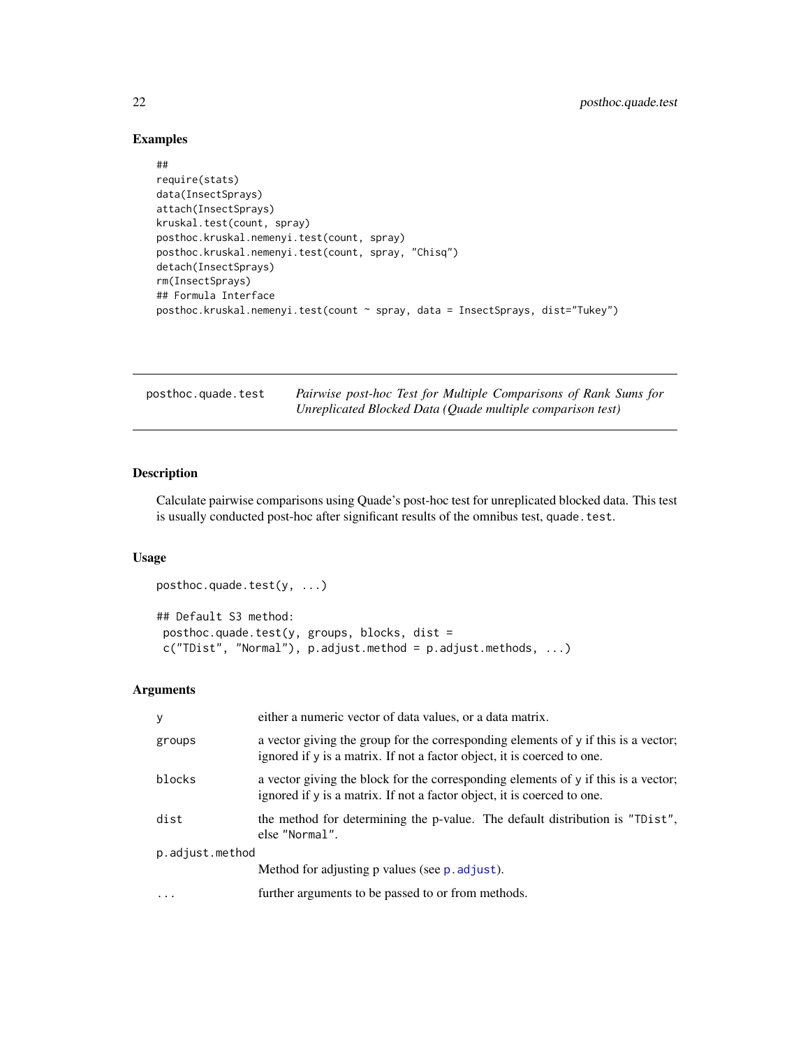## Examples

```
##
require(stats)
data(InsectSprays)
attach(InsectSprays)
kruskal.test(count, spray)
posthoc.kruskal.nemenyi.test(count, spray)
posthoc.kruskal.nemenyi.test(count, spray, "Chisq")
detach(InsectSprays)
rm(InsectSprays)
## Formula Interface
posthoc.kruskal.nemenyi.test(count ~ spray, data = InsectSprays, dist="Tukey")
```

---

# posthoc.quade.test — *Pairwise post-hoc Test for Multiple Comparisons of Rank Sums for Unreplicated Blocked Data (Quade multiple comparison test)*

---

## Description

Calculate pairwise comparisons using Quade's post-hoc test for unreplicated blocked data. This test is usually conducted post-hoc after significant results of the omnibus test, `quade.test`.

## Usage

```
posthoc.quade.test(y, ...)

## Default S3 method:
 posthoc.quade.test(y, groups, blocks, dist =
 c("TDist", "Normal"), p.adjust.method = p.adjust.methods, ...)
```

## Arguments

| | |
|---|---|
| `y` | either a numeric vector of data values, or a data matrix. |
| `groups` | a vector giving the group for the corresponding elements of `y` if this is a vector; ignored if `y` is a matrix. If not a factor object, it is coerced to one. |
| `blocks` | a vector giving the block for the corresponding elements of `y` if this is a vector; ignored if `y` is a matrix. If not a factor object, it is coerced to one. |
| `dist` | the method for determining the p-value. The default distribution is `"TDist"`, else `"Normal"`. |
| `p.adjust.method` | Method for adjusting p values (see `p.adjust`). |
| `...` | further arguments to be passed to or from methods. |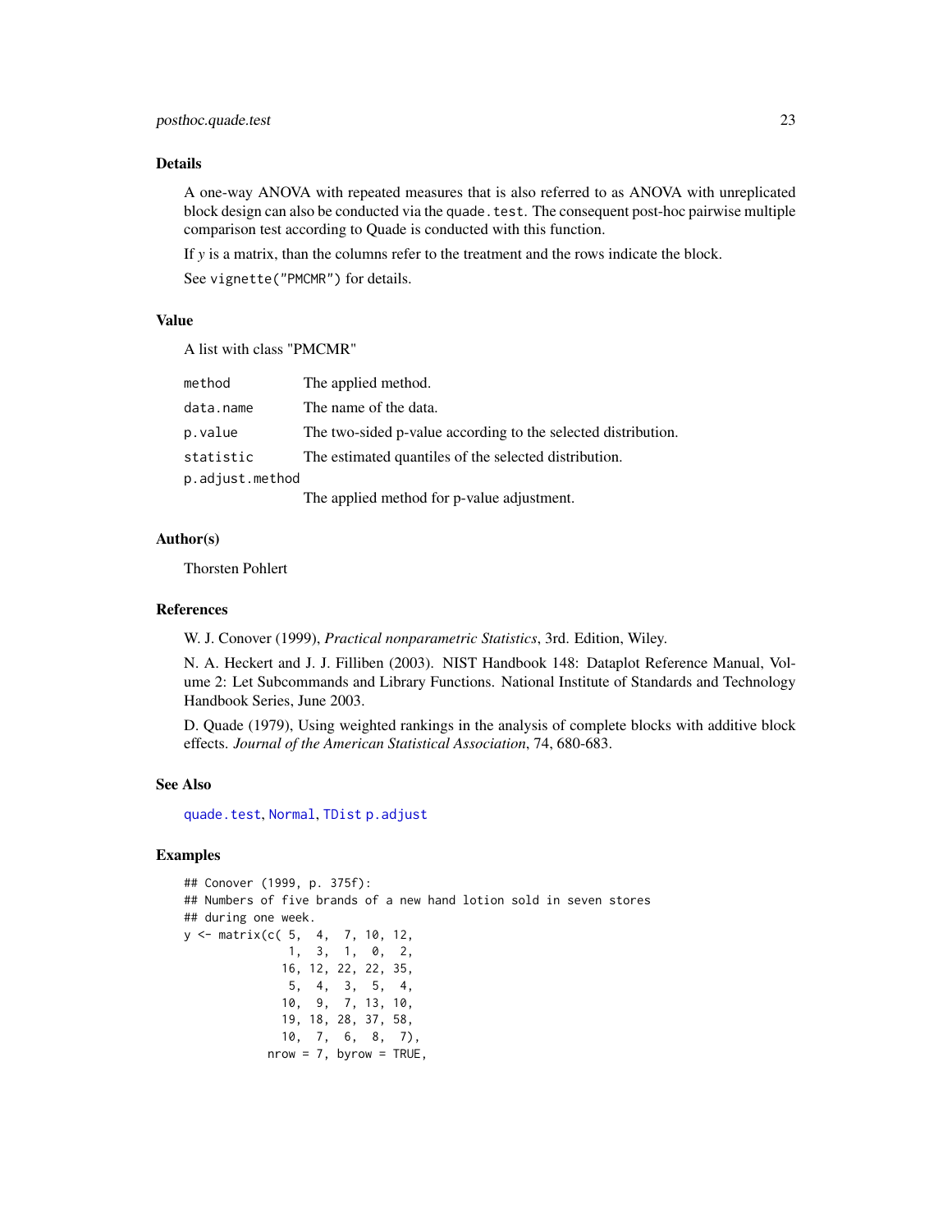### Details

A one-way ANOVA with repeated measures that is also referred to as ANOVA with unreplicated block design can also be conducted via the `quade.test`. The consequent post-hoc pairwise multiple comparison test according to Quade is conducted with this function.

If *y* is a matrix, than the columns refer to the treatment and the rows indicate the block.

See `vignette("PMCMR")` for details.

### Value

A list with class "PMCMR"

| | |
|---|---|
| `method` | The applied method. |
| `data.name` | The name of the data. |
| `p.value` | The two-sided p-value according to the selected distribution. |
| `statistic` | The estimated quantiles of the selected distribution. |
| `p.adjust.method` | The applied method for p-value adjustment. |

### Author(s)

Thorsten Pohlert

### References

W. J. Conover (1999), *Practical nonparametric Statistics*, 3rd. Edition, Wiley.

N. A. Heckert and J. J. Filliben (2003). NIST Handbook 148: Dataplot Reference Manual, Volume 2: Let Subcommands and Library Functions. National Institute of Standards and Technology Handbook Series, June 2003.

D. Quade (1979), Using weighted rankings in the analysis of complete blocks with additive block effects. *Journal of the American Statistical Association*, 74, 680-683.

### See Also

`quade.test`, `Normal`, `TDist` `p.adjust`

### Examples

```
## Conover (1999, p. 375f):
## Numbers of five brands of a new hand lotion sold in seven stores
## during one week.
y <- matrix(c( 5,  4,  7, 10, 12,
               1,  3,  1,  0,  2,
              16, 12, 22, 22, 35,
               5,  4,  3,  5,  4,
              10,  9,  7, 13, 10,
              19, 18, 28, 37, 58,
              10,  7,  6,  8,  7),
            nrow = 7, byrow = TRUE,
```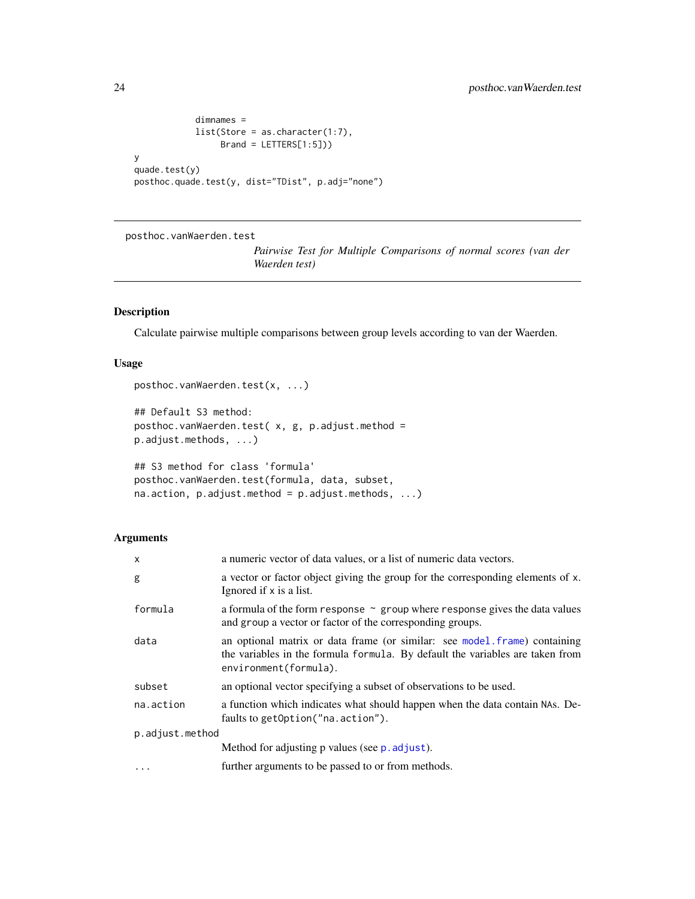```
            dimnames =
            list(Store = as.character(1:7),
                 Brand = LETTERS[1:5]))
y
quade.test(y)
posthoc.quade.test(y, dist="TDist", p.adj="none")
```

---

posthoc.vanWaerden.test    *Pairwise Test for Multiple Comparisons of normal scores (van der Waerden test)*

---

### Description

Calculate pairwise multiple comparisons between group levels according to van der Waerden.

### Usage

```
posthoc.vanWaerden.test(x, ...)

## Default S3 method:
posthoc.vanWaerden.test( x, g, p.adjust.method =
p.adjust.methods, ...)

## S3 method for class 'formula'
posthoc.vanWaerden.test(formula, data, subset,
na.action, p.adjust.method = p.adjust.methods, ...)
```

### Arguments

| | |
|---|---|
| `x` | a numeric vector of data values, or a list of numeric data vectors. |
| `g` | a vector or factor object giving the group for the corresponding elements of `x`. Ignored if `x` is a list. |
| `formula` | a formula of the form `response ~ group` where `response` gives the data values and `group` a vector or factor of the corresponding groups. |
| `data` | an optional matrix or data frame (or similar: see `model.frame`) containing the variables in the formula `formula`. By default the variables are taken from `environment(formula)`. |
| `subset` | an optional vector specifying a subset of observations to be used. |
| `na.action` | a function which indicates what should happen when the data contain `NA`s. Defaults to `getOption("na.action")`. |
| `p.adjust.method` | Method for adjusting p values (see `p.adjust`). |
| `...` | further arguments to be passed to or from methods. |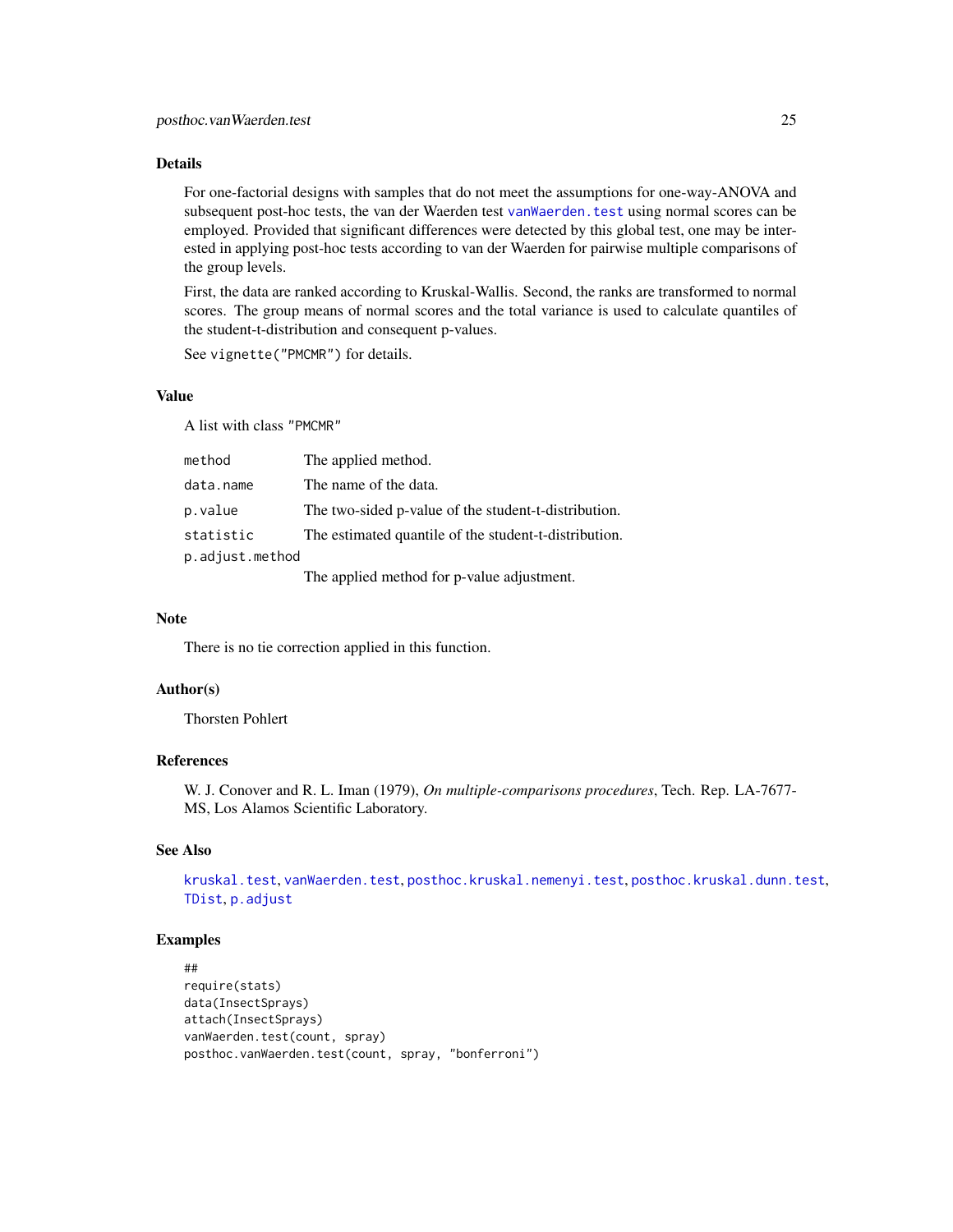### Details

For one-factorial designs with samples that do not meet the assumptions for one-way-ANOVA and subsequent post-hoc tests, the van der Waerden test `vanWaerden.test` using normal scores can be employed. Provided that significant differences were detected by this global test, one may be interested in applying post-hoc tests according to van der Waerden for pairwise multiple comparisons of the group levels.

First, the data are ranked according to Kruskal-Wallis. Second, the ranks are transformed to normal scores. The group means of normal scores and the total variance is used to calculate quantiles of the student-t-distribution and consequent p-values.

See `vignette("PMCMR")` for details.

### Value

A list with class "PMCMR"

| | |
|---|---|
| `method` | The applied method. |
| `data.name` | The name of the data. |
| `p.value` | The two-sided p-value of the student-t-distribution. |
| `statistic` | The estimated quantile of the student-t-distribution. |
| `p.adjust.method` | The applied method for p-value adjustment. |

### Note

There is no tie correction applied in this function.

### Author(s)

Thorsten Pohlert

### References

W. J. Conover and R. L. Iman (1979), *On multiple-comparisons procedures*, Tech. Rep. LA-7677-MS, Los Alamos Scientific Laboratory.

### See Also

`kruskal.test`, `vanWaerden.test`, `posthoc.kruskal.nemenyi.test`, `posthoc.kruskal.dunn.test`, `TDist`, `p.adjust`

### Examples

```
##
require(stats)
data(InsectSprays)
attach(InsectSprays)
vanWaerden.test(count, spray)
posthoc.vanWaerden.test(count, spray, "bonferroni")
```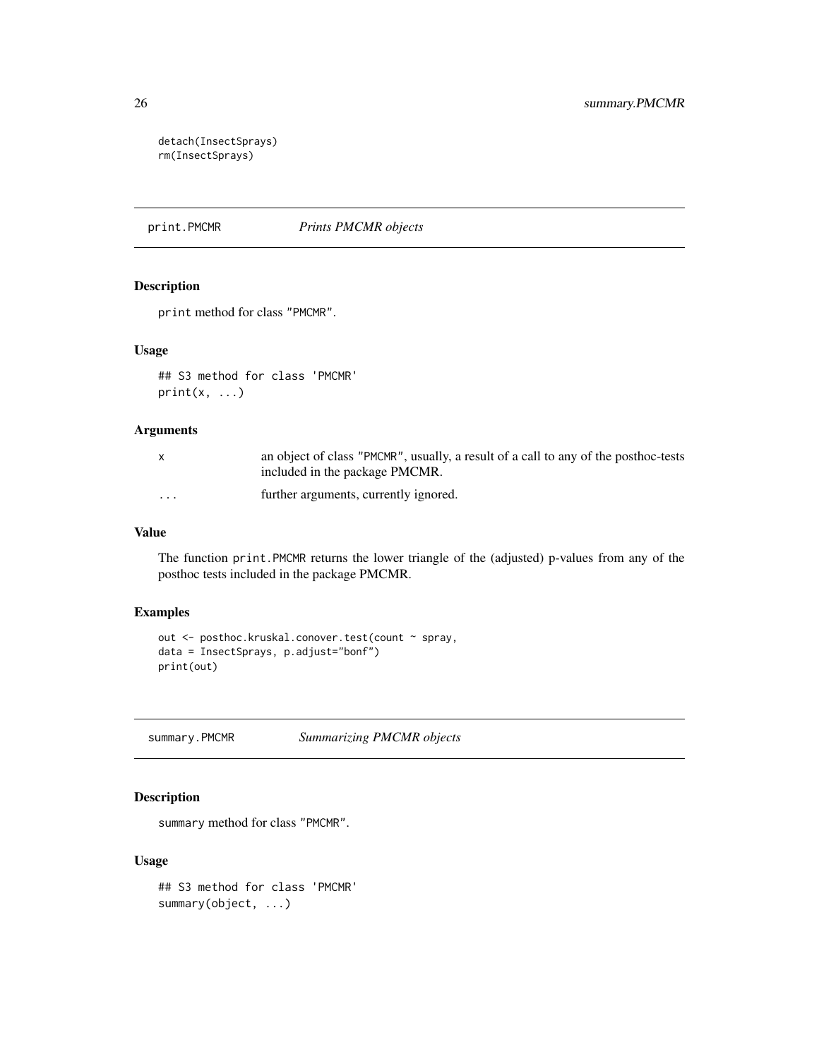```
detach(InsectSprays)
rm(InsectSprays)
```

## print.PMCMR *Prints PMCMR objects*

### Description

`print` method for class `"PMCMR"`.

### Usage

```
## S3 method for class 'PMCMR'
print(x, ...)
```

### Arguments

| | |
|---|---|
| `x` | an object of class `"PMCMR"`, usually, a result of a call to any of the posthoc-tests included in the package PMCMR. |
| `...` | further arguments, currently ignored. |

### Value

The function `print.PMCMR` returns the lower triangle of the (adjusted) p-values from any of the posthoc tests included in the package PMCMR.

### Examples

```
out <- posthoc.kruskal.conover.test(count ~ spray,
data = InsectSprays, p.adjust="bonf")
print(out)
```

## summary.PMCMR *Summarizing PMCMR objects*

### Description

`summary` method for class `"PMCMR"`.

### Usage

```
## S3 method for class 'PMCMR'
summary(object, ...)
```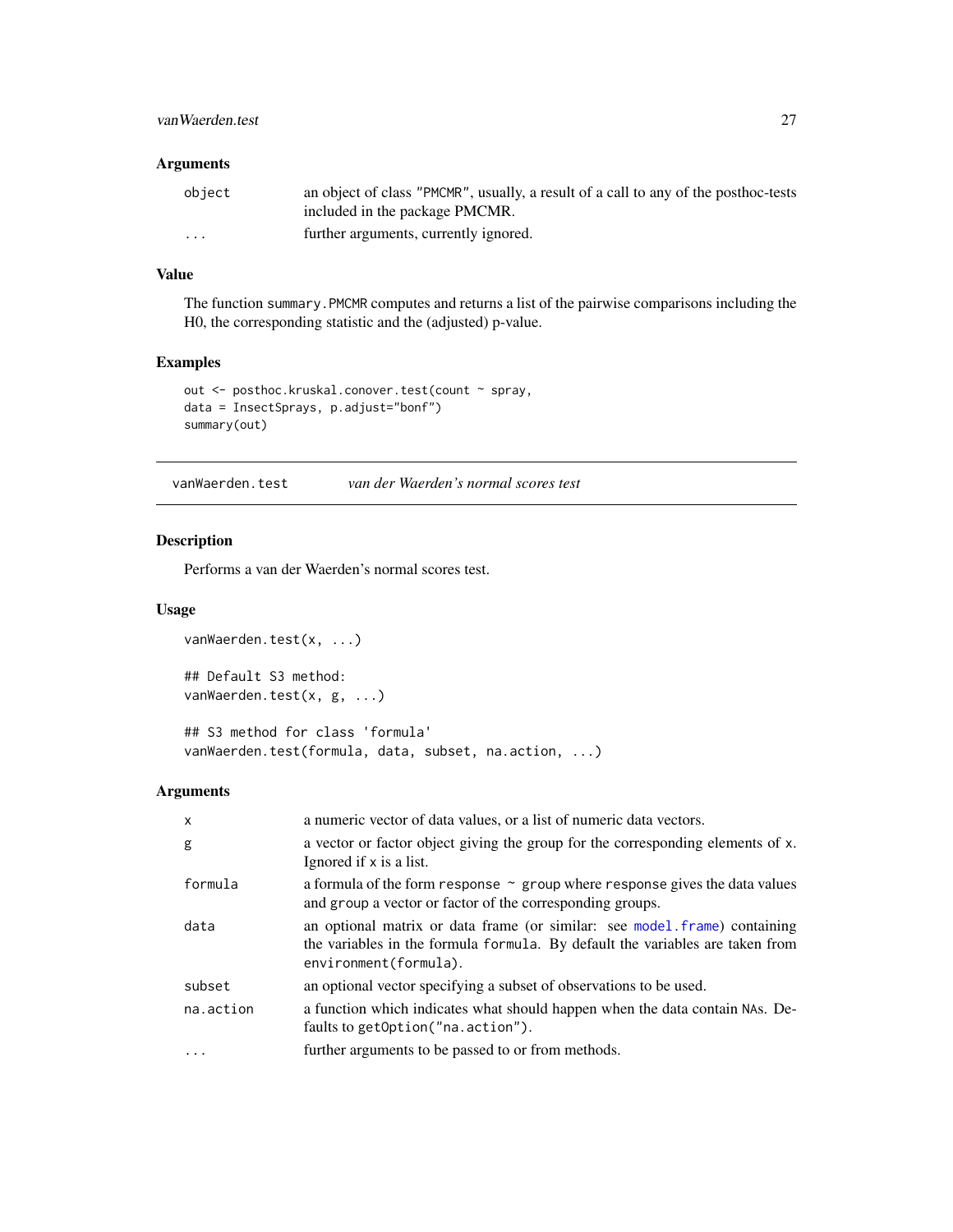### Arguments

| | |
|---|---|
| `object` | an object of class `"PMCMR"`, usually, a result of a call to any of the posthoc-tests included in the package PMCMR. |
| `...` | further arguments, currently ignored. |

### Value

The function `summary.PMCMR` computes and returns a list of the pairwise comparisons including the H0, the corresponding statistic and the (adjusted) p-value.

### Examples

```
out <- posthoc.kruskal.conover.test(count ~ spray,
data = InsectSprays, p.adjust="bonf")
summary(out)
```

---

## vanWaerden.test *van der Waerden's normal scores test*

### Description

Performs a van der Waerden's normal scores test.

### Usage

```
vanWaerden.test(x, ...)

## Default S3 method:
vanWaerden.test(x, g, ...)

## S3 method for class 'formula'
vanWaerden.test(formula, data, subset, na.action, ...)
```

### Arguments

| | |
|---|---|
| `x` | a numeric vector of data values, or a list of numeric data vectors. |
| `g` | a vector or factor object giving the group for the corresponding elements of `x`. Ignored if `x` is a list. |
| `formula` | a formula of the form `response ~ group` where `response` gives the data values and `group` a vector or factor of the corresponding groups. |
| `data` | an optional matrix or data frame (or similar: see `model.frame`) containing the variables in the formula `formula`. By default the variables are taken from `environment(formula)`. |
| `subset` | an optional vector specifying a subset of observations to be used. |
| `na.action` | a function which indicates what should happen when the data contain `NA`s. Defaults to `getOption("na.action")`. |
| `...` | further arguments to be passed to or from methods. |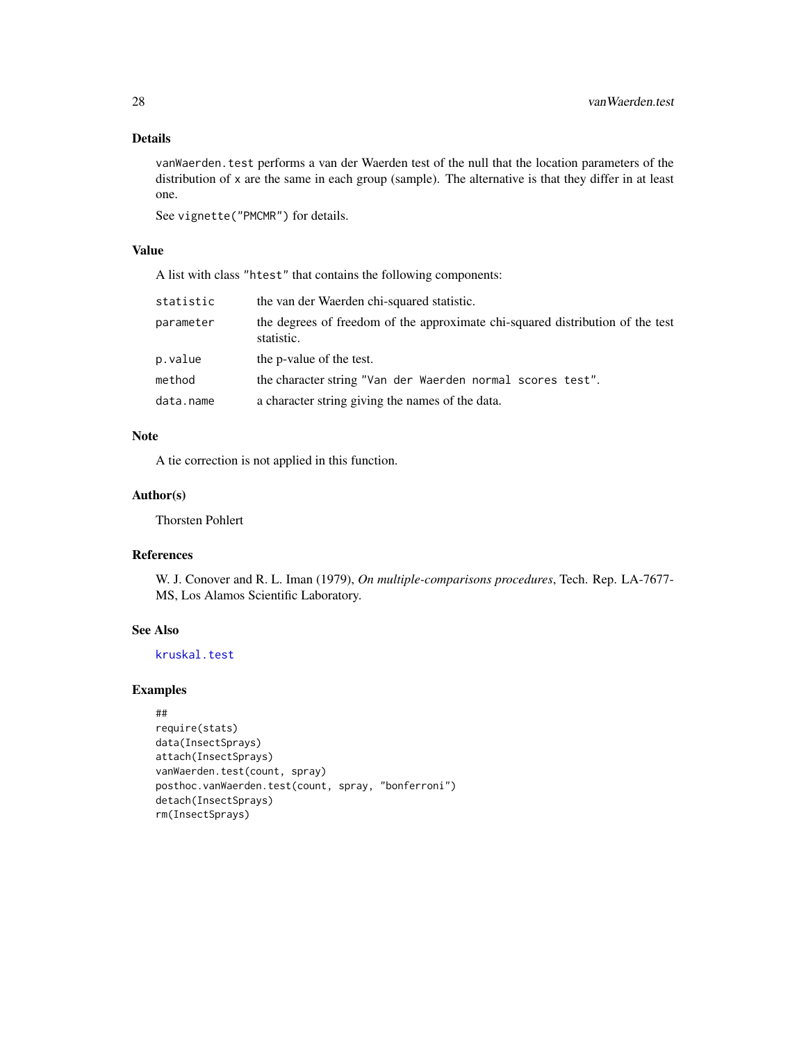## Details

`vanWaerden.test` performs a van der Waerden test of the null that the location parameters of the distribution of `x` are the same in each group (sample). The alternative is that they differ in at least one.

See `vignette("PMCMR")` for details.

## Value

A list with class `"htest"` that contains the following components:

| | |
|---|---|
| `statistic` | the van der Waerden chi-squared statistic. |
| `parameter` | the degrees of freedom of the approximate chi-squared distribution of the test statistic. |
| `p.value` | the p-value of the test. |
| `method` | the character string `"Van der Waerden normal scores test"`. |
| `data.name` | a character string giving the names of the data. |

## Note

A tie correction is not applied in this function.

## Author(s)

Thorsten Pohlert

## References

W. J. Conover and R. L. Iman (1979), *On multiple-comparisons procedures*, Tech. Rep. LA-7677-MS, Los Alamos Scientific Laboratory.

## See Also

`kruskal.test`

## Examples

```
##
require(stats)
data(InsectSprays)
attach(InsectSprays)
vanWaerden.test(count, spray)
posthoc.vanWaerden.test(count, spray, "bonferroni")
detach(InsectSprays)
rm(InsectSprays)
```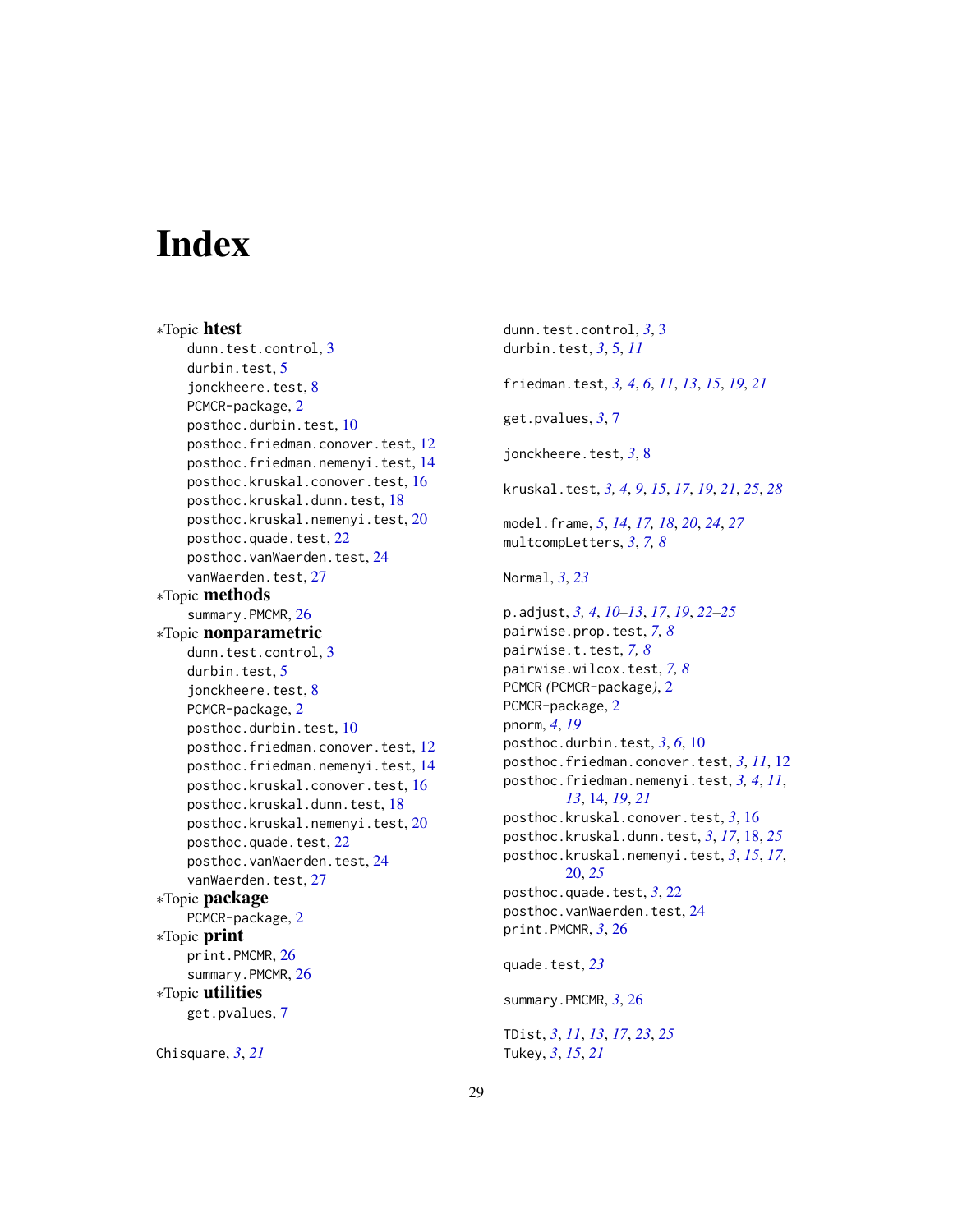# Index

∗Topic **htest**
- dunn.test.control, 3
- durbin.test, 5
- jonckheere.test, 8
- PCMCR-package, 2
- posthoc.durbin.test, 10
- posthoc.friedman.conover.test, 12
- posthoc.friedman.nemenyi.test, 14
- posthoc.kruskal.conover.test, 16
- posthoc.kruskal.dunn.test, 18
- posthoc.kruskal.nemenyi.test, 20
- posthoc.quade.test, 22
- posthoc.vanWaerden.test, 24
- vanWaerden.test, 27

∗Topic **methods**
- summary.PMCMR, 26

∗Topic **nonparametric**
- dunn.test.control, 3
- durbin.test, 5
- jonckheere.test, 8
- PCMCR-package, 2
- posthoc.durbin.test, 10
- posthoc.friedman.conover.test, 12
- posthoc.friedman.nemenyi.test, 14
- posthoc.kruskal.conover.test, 16
- posthoc.kruskal.dunn.test, 18
- posthoc.kruskal.nemenyi.test, 20
- posthoc.quade.test, 22
- posthoc.vanWaerden.test, 24
- vanWaerden.test, 27

∗Topic **package**
- PCMCR-package, 2

∗Topic **print**
- print.PMCMR, 26
- summary.PMCMR, 26

∗Topic **utilities**
- get.pvalues, 7

Chisquare, *3*, *21*

dunn.test.control, *3*, 3
durbin.test, *3*, 5, *11*

friedman.test, *3, 4*, *6*, *11*, *13*, *15*, *19*, *21*

get.pvalues, *3*, 7

jonckheere.test, *3*, 8

kruskal.test, *3, 4*, *9*, *15*, *17*, *19*, *21*, *25*, *28*

model.frame, *5*, *14*, *17, 18*, *20*, *24*, *27*
multcompLetters, *3*, *7, 8*

Normal, *3*, *23*

p.adjust, *3, 4*, *10–13*, *17*, *19*, *22–25*
pairwise.prop.test, *7, 8*
pairwise.t.test, *7, 8*
pairwise.wilcox.test, *7, 8*
PCMCR *(*PCMCR-package*)*, 2
PCMCR-package, 2
pnorm, *4*, *19*
posthoc.durbin.test, *3*, *6*, 10
posthoc.friedman.conover.test, *3*, *11*, 12
posthoc.friedman.nemenyi.test, *3, 4*, *11*, *13*, 14, *19*, *21*
posthoc.kruskal.conover.test, *3*, 16
posthoc.kruskal.dunn.test, *3*, *17*, 18, *25*
posthoc.kruskal.nemenyi.test, *3*, *15*, *17*, 20, *25*
posthoc.quade.test, *3*, 22
posthoc.vanWaerden.test, 24
print.PMCMR, *3*, 26

quade.test, *23*

summary.PMCMR, *3*, 26

TDist, *3*, *11*, *13*, *17*, *23*, *25*
Tukey, *3*, *15*, *21*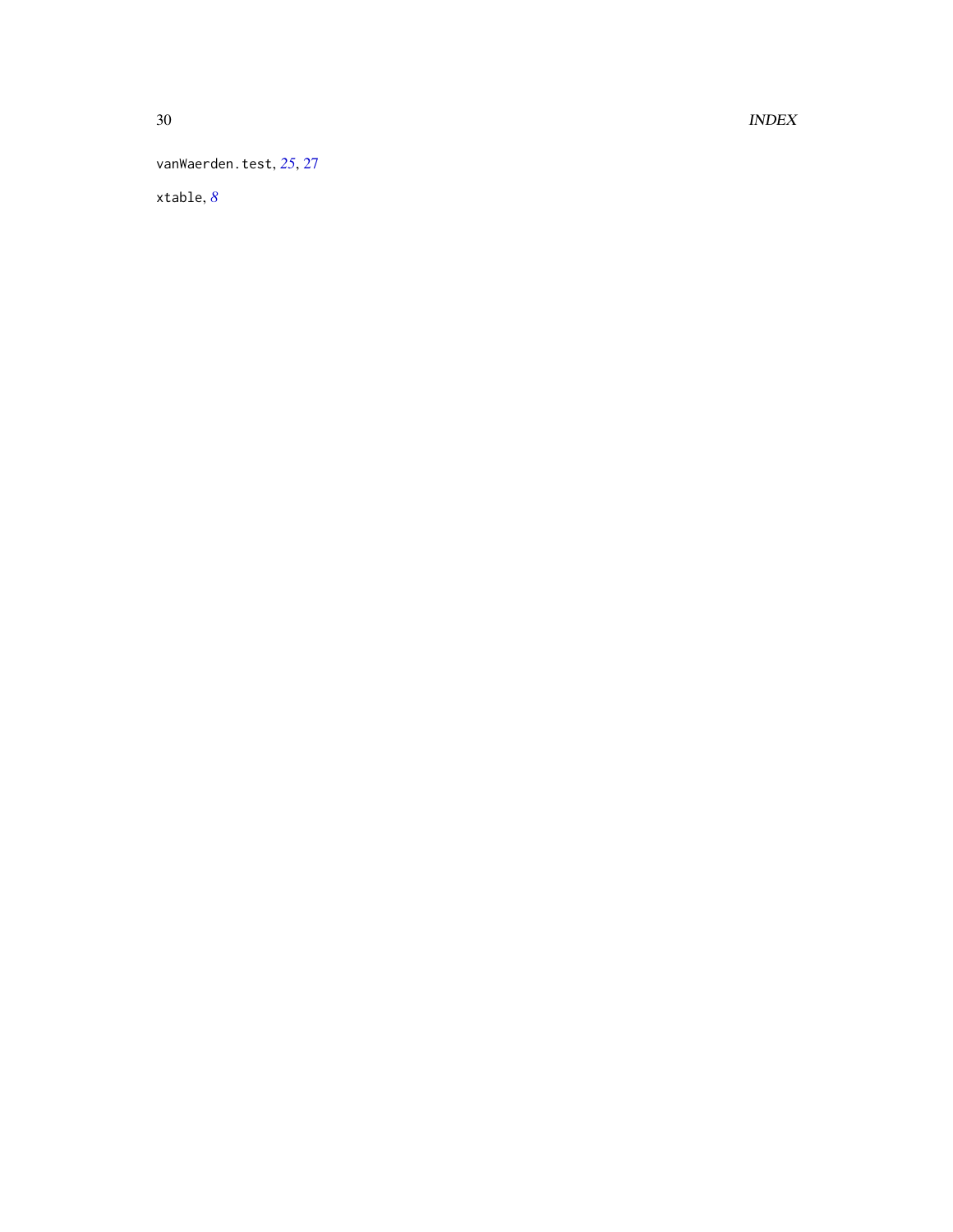`vanWaerden.test`, *25*, 27

`xtable`, *8*